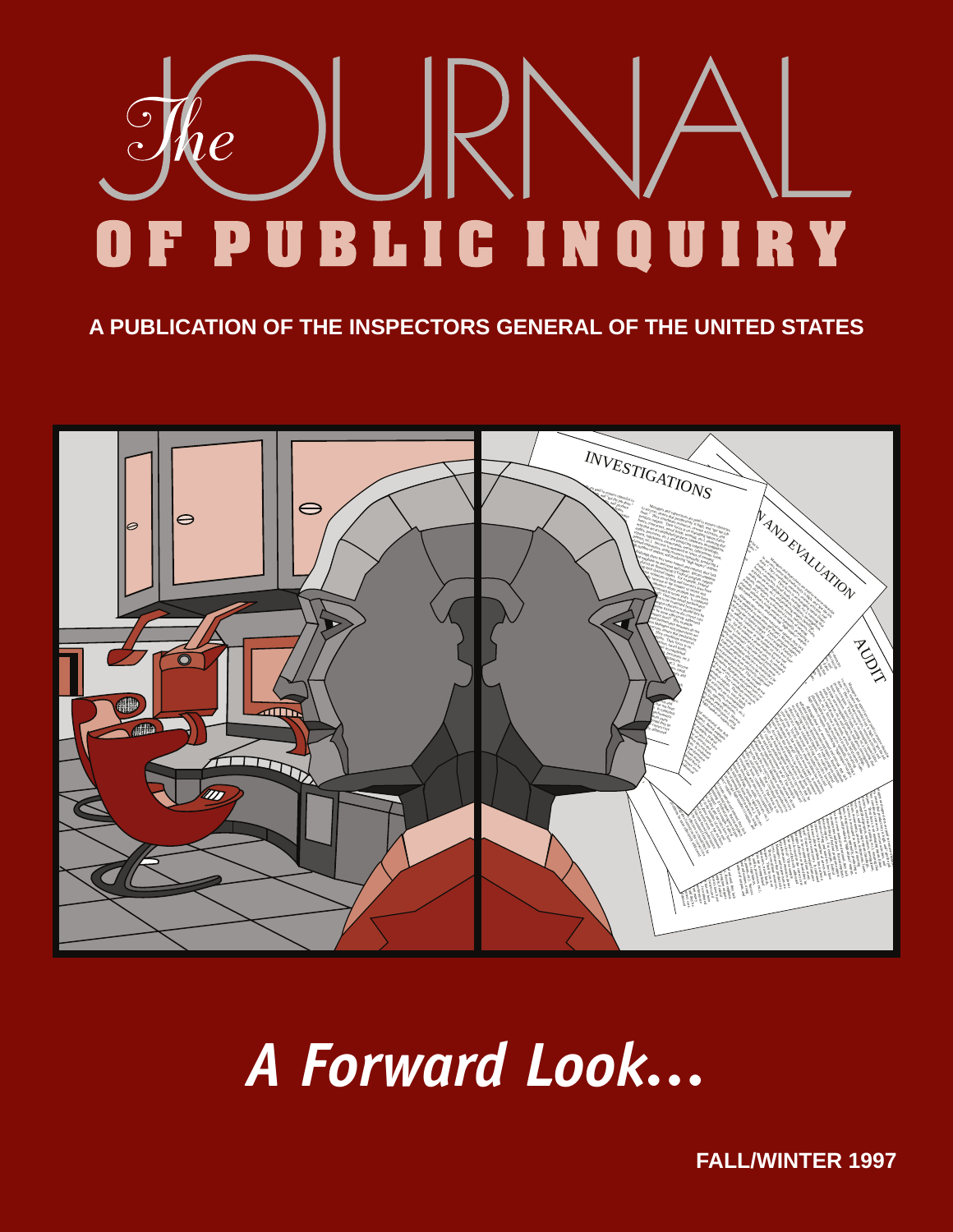# The JOURNAL OF PUBLIC INQUIRY

**A PUBLICATION OF THE INSPECTORS GENERAL OF THE UNITED STATES**

## *A Forward Look...*

**FALL/WINTER 1997**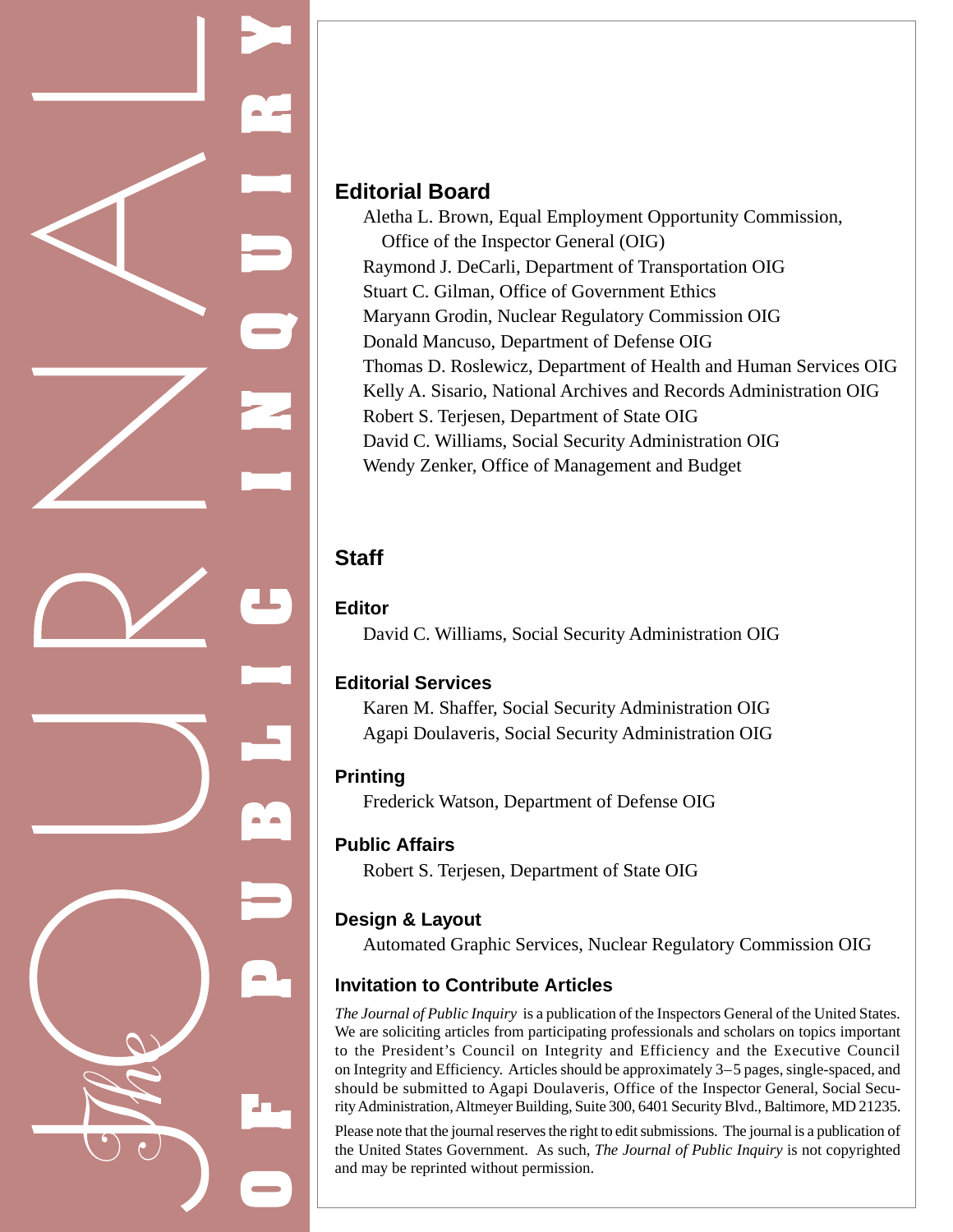## Editorial Board

Aletha L. Brown, Equal Employment Opportunity Commission, Office of the Inspector General (OIG)
Raymond J. DeCarli, Department of Transportation OIG
Stuart C. Gilman, Office of Government Ethics
Maryann Grodin, Nuclear Regulatory Commission OIG
Donald Mancuso, Department of Defense OIG
Thomas D. Roslewicz, Department of Health and Human Services OIG
Kelly A. Sisario, National Archives and Records Administration OIG
Robert S. Terjesen, Department of State OIG
David C. Williams, Social Security Administration OIG
Wendy Zenker, Office of Management and Budget

## Staff

### Editor

David C. Williams, Social Security Administration OIG

### Editorial Services

Karen M. Shaffer, Social Security Administration OIG
Agapi Doulaveris, Social Security Administration OIG

### Printing

Frederick Watson, Department of Defense OIG

### Public Affairs

Robert S. Terjesen, Department of State OIG

### Design & Layout

Automated Graphic Services, Nuclear Regulatory Commission OIG

### Invitation to Contribute Articles

*The Journal of Public Inquiry* is a publication of the Inspectors General of the United States. We are soliciting articles from participating professionals and scholars on topics important to the President's Council on Integrity and Efficiency and the Executive Council on Integrity and Efficiency. Articles should be approximately 3–5 pages, single-spaced, and should be submitted to Agapi Doulaveris, Office of the Inspector General, Social Security Administration, Altmeyer Building, Suite 300, 6401 Security Blvd., Baltimore, MD 21235.

Please note that the journal reserves the right to edit submissions. The journal is a publication of the United States Government. As such, *The Journal of Public Inquiry* is not copyrighted and may be reprinted without permission.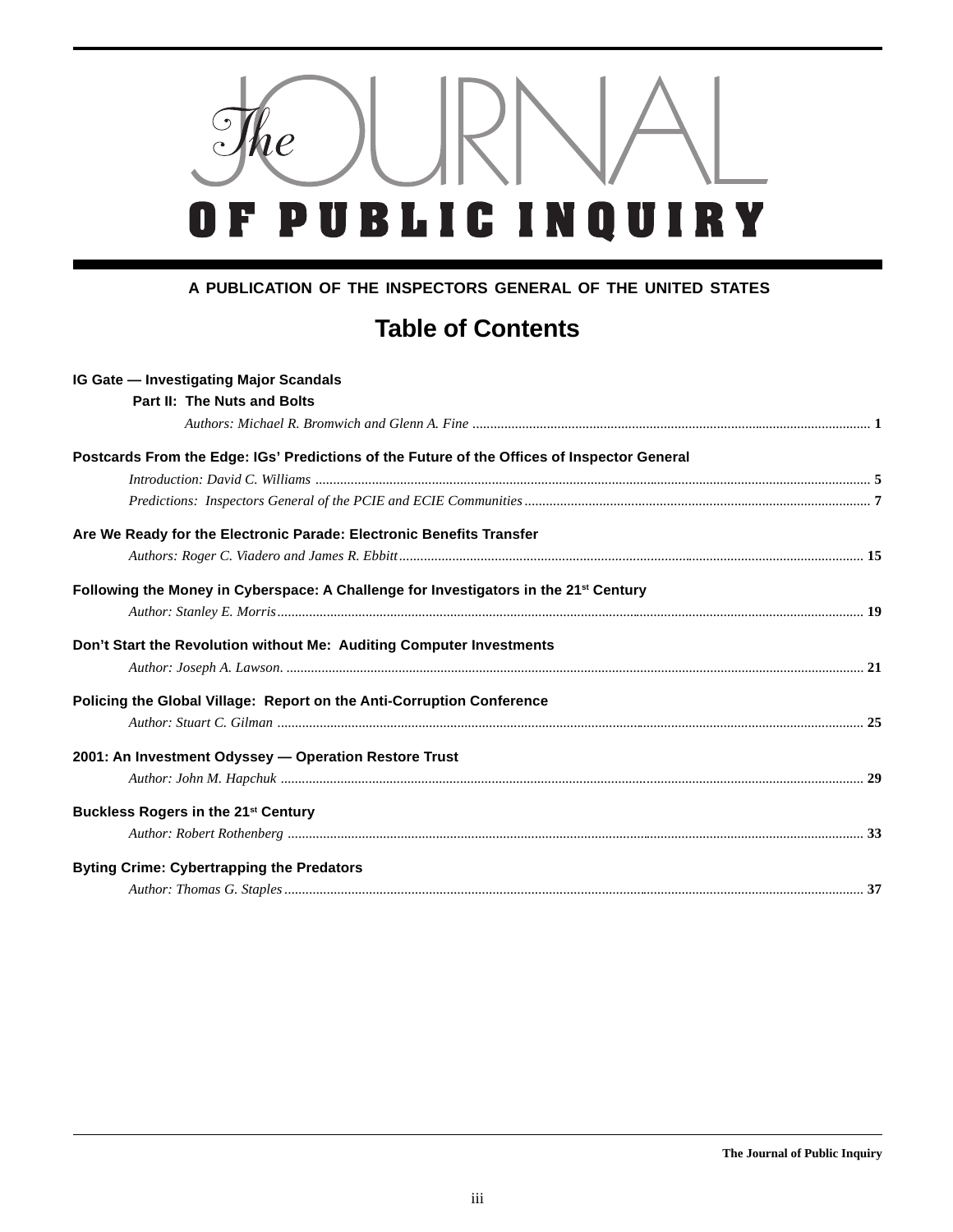# The JOURNAL OF PUBLIC INQUIRY

**A PUBLICATION OF THE INSPECTORS GENERAL OF THE UNITED STATES**

## Table of Contents

**IG Gate — Investigating Major Scandals**
**Part II: The Nuts and Bolts**
*Authors: Michael R. Bromwich and Glenn A. Fine* ..... **1**

**Postcards From the Edge: IGs' Predictions of the Future of the Offices of Inspector General**
*Introduction: David C. Williams* ..... **5**
*Predictions: Inspectors General of the PCIE and ECIE Communities* ..... **7**

**Are We Ready for the Electronic Parade: Electronic Benefits Transfer**
*Authors: Roger C. Viadero and James R. Ebbitt* ..... **15**

**Following the Money in Cyberspace: A Challenge for Investigators in the 21st Century**
*Author: Stanley E. Morris* ..... **19**

**Don't Start the Revolution without Me: Auditing Computer Investments**
*Author: Joseph A. Lawson.* ..... **21**

**Policing the Global Village: Report on the Anti-Corruption Conference**
*Author: Stuart C. Gilman* ..... **25**

**2001: An Investment Odyssey — Operation Restore Trust**
*Author: John M. Hapchuk* ..... **29**

**Buckless Rogers in the 21st Century**
*Author: Robert Rothenberg* ..... **33**

**Byting Crime: Cybertrapping the Predators**
*Author: Thomas G. Staples* ..... **37**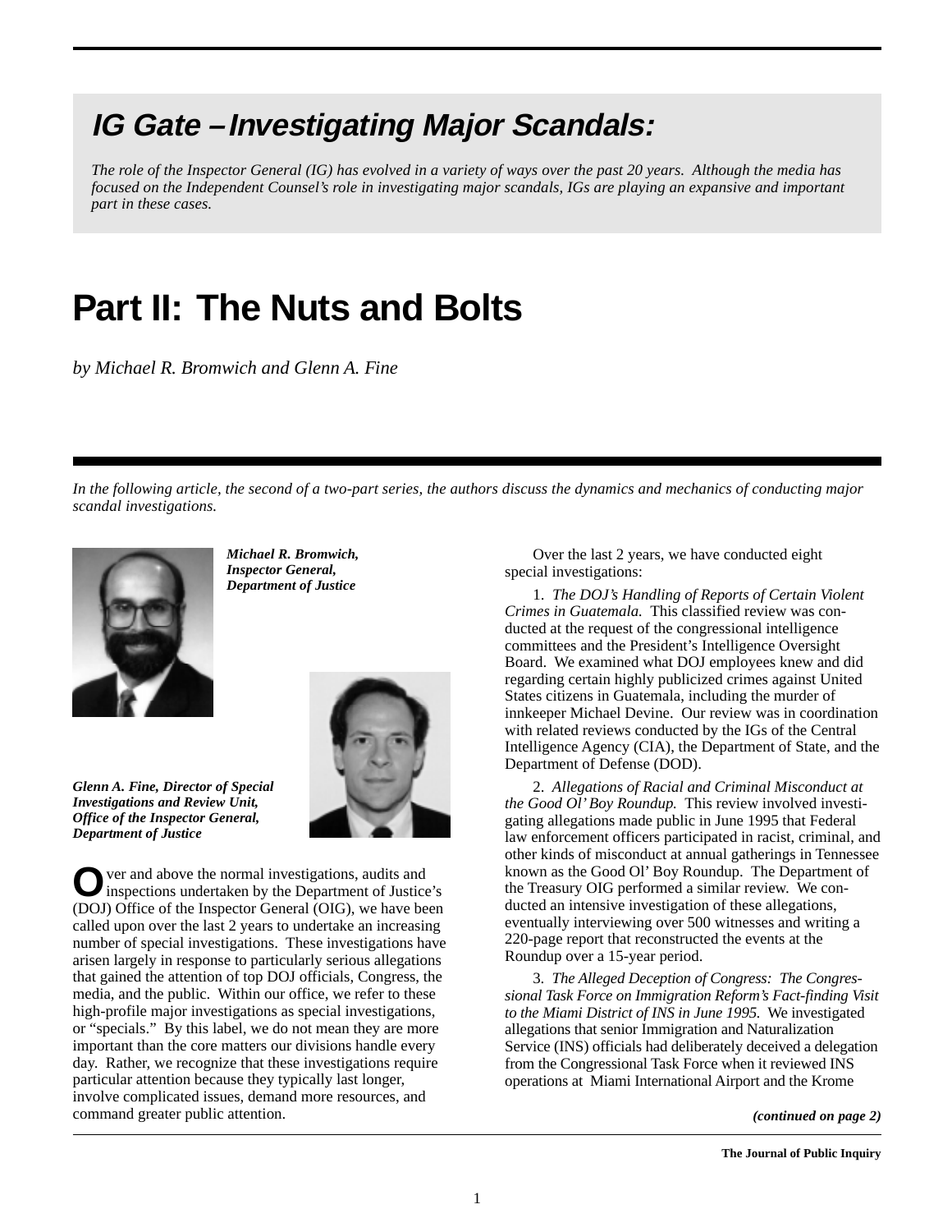## *IG Gate – Investigating Major Scandals:*

*The role of the Inspector General (IG) has evolved in a variety of ways over the past 20 years. Although the media has focused on the Independent Counsel's role in investigating major scandals, IGs are playing an expansive and important part in these cases.*

# Part II: The Nuts and Bolts

*by Michael R. Bromwich and Glenn A. Fine*

*In the following article, the second of a two-part series, the authors discuss the dynamics and mechanics of conducting major scandal investigations.*

***Michael R. Bromwich, Inspector General, Department of Justice***

***Glenn A. Fine, Director of Special Investigations and Review Unit, Office of the Inspector General, Department of Justice***

Over and above the normal investigations, audits and inspections undertaken by the Department of Justice's (DOJ) Office of the Inspector General (OIG), we have been called upon over the last 2 years to undertake an increasing number of special investigations. These investigations have arisen largely in response to particularly serious allegations that gained the attention of top DOJ officials, Congress, the media, and the public. Within our office, we refer to these high-profile major investigations as special investigations, or "specials." By this label, we do not mean they are more important than the core matters our divisions handle every day. Rather, we recognize that these investigations require particular attention because they typically last longer, involve complicated issues, demand more resources, and command greater public attention.

Over the last 2 years, we have conducted eight special investigations:

1. *The DOJ's Handling of Reports of Certain Violent Crimes in Guatemala.* This classified review was conducted at the request of the congressional intelligence committees and the President's Intelligence Oversight Board. We examined what DOJ employees knew and did regarding certain highly publicized crimes against United States citizens in Guatemala, including the murder of innkeeper Michael Devine. Our review was in coordination with related reviews conducted by the IGs of the Central Intelligence Agency (CIA), the Department of State, and the Department of Defense (DOD).

2. *Allegations of Racial and Criminal Misconduct at the Good Ol' Boy Roundup.* This review involved investigating allegations made public in June 1995 that Federal law enforcement officers participated in racist, criminal, and other kinds of misconduct at annual gatherings in Tennessee known as the Good Ol' Boy Roundup. The Department of the Treasury OIG performed a similar review. We conducted an intensive investigation of these allegations, eventually interviewing over 500 witnesses and writing a 220-page report that reconstructed the events at the Roundup over a 15-year period.

3. *The Alleged Deception of Congress: The Congressional Task Force on Immigration Reform's Fact-finding Visit to the Miami District of INS in June 1995.* We investigated allegations that senior Immigration and Naturalization Service (INS) officials had deliberately deceived a delegation from the Congressional Task Force when it reviewed INS operations at Miami International Airport and the Krome

***(continued on page 2)***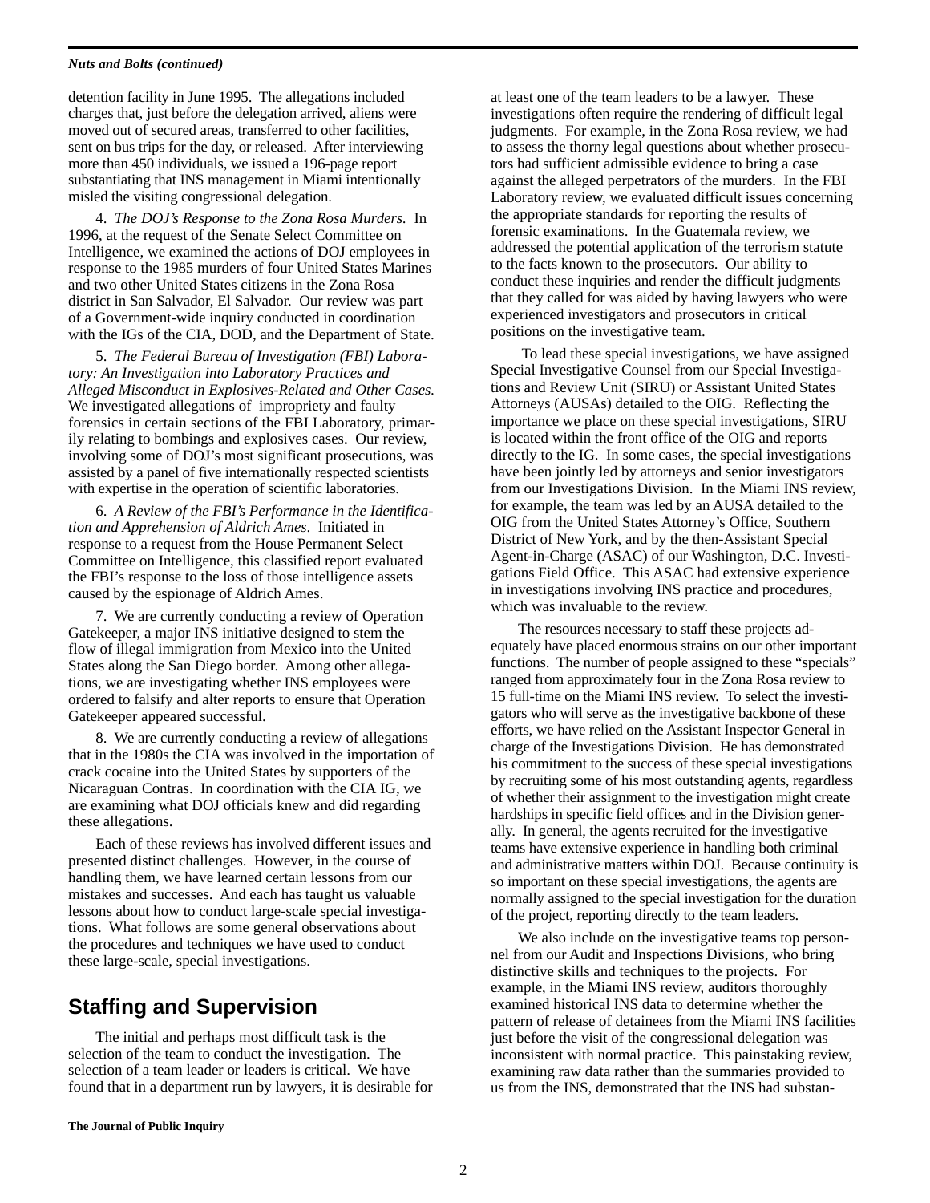detention facility in June 1995. The allegations included charges that, just before the delegation arrived, aliens were moved out of secured areas, transferred to other facilities, sent on bus trips for the day, or released. After interviewing more than 450 individuals, we issued a 196-page report substantiating that INS management in Miami intentionally misled the visiting congressional delegation.

4. *The DOJ's Response to the Zona Rosa Murders.* In 1996, at the request of the Senate Select Committee on Intelligence, we examined the actions of DOJ employees in response to the 1985 murders of four United States Marines and two other United States citizens in the Zona Rosa district in San Salvador, El Salvador. Our review was part of a Government-wide inquiry conducted in coordination with the IGs of the CIA, DOD, and the Department of State.

5. *The Federal Bureau of Investigation (FBI) Laboratory: An Investigation into Laboratory Practices and Alleged Misconduct in Explosives-Related and Other Cases.* We investigated allegations of impropriety and faulty forensics in certain sections of the FBI Laboratory, primarily relating to bombings and explosives cases. Our review, involving some of DOJ's most significant prosecutions, was assisted by a panel of five internationally respected scientists with expertise in the operation of scientific laboratories.

6. *A Review of the FBI's Performance in the Identification and Apprehension of Aldrich Ames.* Initiated in response to a request from the House Permanent Select Committee on Intelligence, this classified report evaluated the FBI's response to the loss of those intelligence assets caused by the espionage of Aldrich Ames.

7. We are currently conducting a review of Operation Gatekeeper, a major INS initiative designed to stem the flow of illegal immigration from Mexico into the United States along the San Diego border. Among other allegations, we are investigating whether INS employees were ordered to falsify and alter reports to ensure that Operation Gatekeeper appeared successful.

8. We are currently conducting a review of allegations that in the 1980s the CIA was involved in the importation of crack cocaine into the United States by supporters of the Nicaraguan Contras. In coordination with the CIA IG, we are examining what DOJ officials knew and did regarding these allegations.

Each of these reviews has involved different issues and presented distinct challenges. However, in the course of handling them, we have learned certain lessons from our mistakes and successes. And each has taught us valuable lessons about how to conduct large-scale special investigations. What follows are some general observations about the procedures and techniques we have used to conduct these large-scale, special investigations.

## Staffing and Supervision

The initial and perhaps most difficult task is the selection of the team to conduct the investigation. The selection of a team leader or leaders is critical. We have found that in a department run by lawyers, it is desirable for at least one of the team leaders to be a lawyer. These investigations often require the rendering of difficult legal judgments. For example, in the Zona Rosa review, we had to assess the thorny legal questions about whether prosecutors had sufficient admissible evidence to bring a case against the alleged perpetrators of the murders. In the FBI Laboratory review, we evaluated difficult issues concerning the appropriate standards for reporting the results of forensic examinations. In the Guatemala review, we addressed the potential application of the terrorism statute to the facts known to the prosecutors. Our ability to conduct these inquiries and render the difficult judgments that they called for was aided by having lawyers who were experienced investigators and prosecutors in critical positions on the investigative team.

To lead these special investigations, we have assigned Special Investigative Counsel from our Special Investigations and Review Unit (SIRU) or Assistant United States Attorneys (AUSAs) detailed to the OIG. Reflecting the importance we place on these special investigations, SIRU is located within the front office of the OIG and reports directly to the IG. In some cases, the special investigations have been jointly led by attorneys and senior investigators from our Investigations Division. In the Miami INS review, for example, the team was led by an AUSA detailed to the OIG from the United States Attorney's Office, Southern District of New York, and by the then-Assistant Special Agent-in-Charge (ASAC) of our Washington, D.C. Investigations Field Office. This ASAC had extensive experience in investigations involving INS practice and procedures, which was invaluable to the review.

The resources necessary to staff these projects adequately have placed enormous strains on our other important functions. The number of people assigned to these "specials" ranged from approximately four in the Zona Rosa review to 15 full-time on the Miami INS review. To select the investigators who will serve as the investigative backbone of these efforts, we have relied on the Assistant Inspector General in charge of the Investigations Division. He has demonstrated his commitment to the success of these special investigations by recruiting some of his most outstanding agents, regardless of whether their assignment to the investigation might create hardships in specific field offices and in the Division generally. In general, the agents recruited for the investigative teams have extensive experience in handling both criminal and administrative matters within DOJ. Because continuity is so important on these special investigations, the agents are normally assigned to the special investigation for the duration of the project, reporting directly to the team leaders.

We also include on the investigative teams top personnel from our Audit and Inspections Divisions, who bring distinctive skills and techniques to the projects. For example, in the Miami INS review, auditors thoroughly examined historical INS data to determine whether the pattern of release of detainees from the Miami INS facilities just before the visit of the congressional delegation was inconsistent with normal practice. This painstaking review, examining raw data rather than the summaries provided to us from the INS, demonstrated that the INS had substan-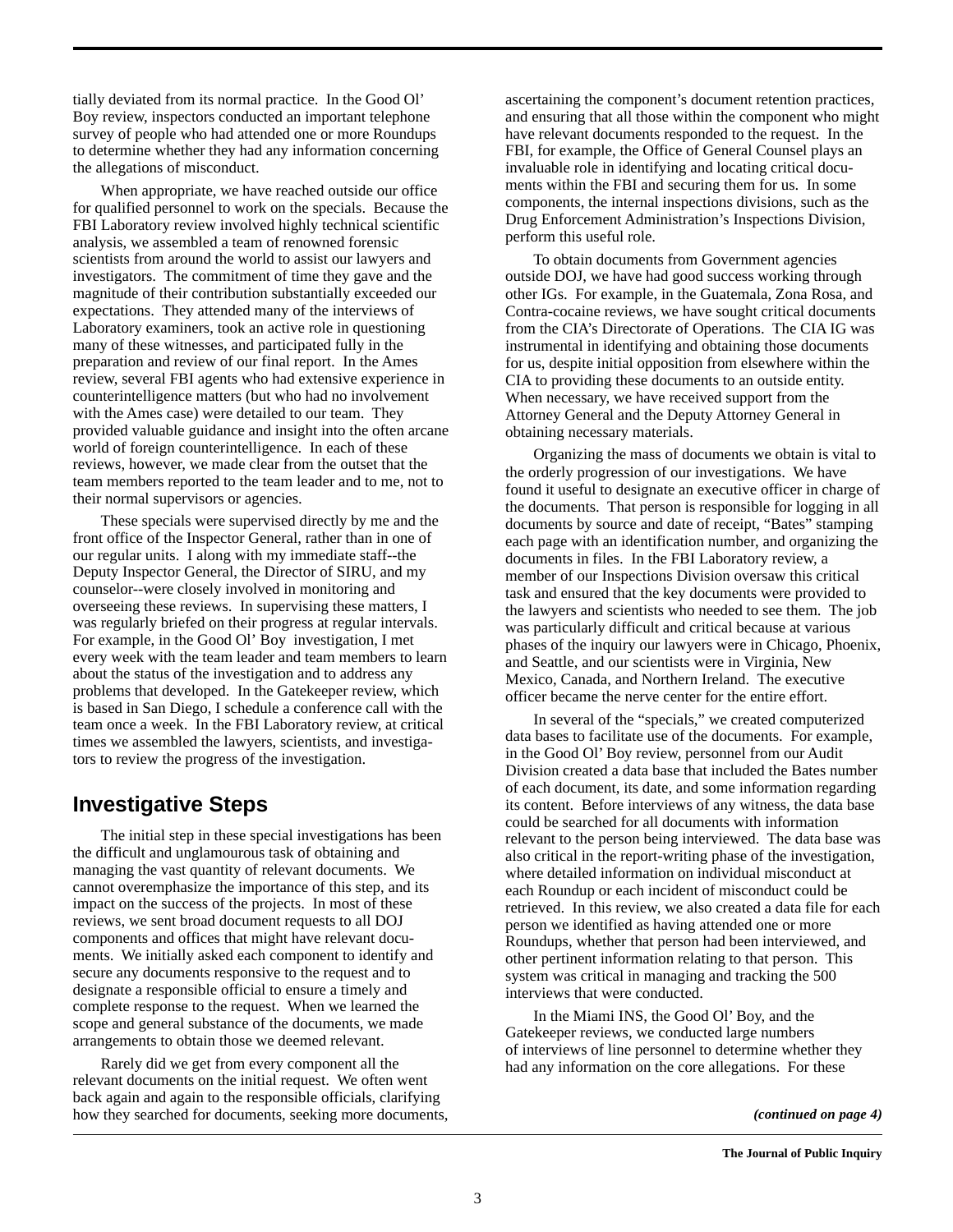tially deviated from its normal practice. In the Good Ol' Boy review, inspectors conducted an important telephone survey of people who had attended one or more Roundups to determine whether they had any information concerning the allegations of misconduct.

When appropriate, we have reached outside our office for qualified personnel to work on the specials. Because the FBI Laboratory review involved highly technical scientific analysis, we assembled a team of renowned forensic scientists from around the world to assist our lawyers and investigators. The commitment of time they gave and the magnitude of their contribution substantially exceeded our expectations. They attended many of the interviews of Laboratory examiners, took an active role in questioning many of these witnesses, and participated fully in the preparation and review of our final report. In the Ames review, several FBI agents who had extensive experience in counterintelligence matters (but who had no involvement with the Ames case) were detailed to our team. They provided valuable guidance and insight into the often arcane world of foreign counterintelligence. In each of these reviews, however, we made clear from the outset that the team members reported to the team leader and to me, not to their normal supervisors or agencies.

These specials were supervised directly by me and the front office of the Inspector General, rather than in one of our regular units. I along with my immediate staff--the Deputy Inspector General, the Director of SIRU, and my counselor--were closely involved in monitoring and overseeing these reviews. In supervising these matters, I was regularly briefed on their progress at regular intervals. For example, in the Good Ol' Boy investigation, I met every week with the team leader and team members to learn about the status of the investigation and to address any problems that developed. In the Gatekeeper review, which is based in San Diego, I schedule a conference call with the team once a week. In the FBI Laboratory review, at critical times we assembled the lawyers, scientists, and investigators to review the progress of the investigation.

## Investigative Steps

The initial step in these special investigations has been the difficult and unglamourous task of obtaining and managing the vast quantity of relevant documents. We cannot overemphasize the importance of this step, and its impact on the success of the projects. In most of these reviews, we sent broad document requests to all DOJ components and offices that might have relevant documents. We initially asked each component to identify and secure any documents responsive to the request and to designate a responsible official to ensure a timely and complete response to the request. When we learned the scope and general substance of the documents, we made arrangements to obtain those we deemed relevant.

Rarely did we get from every component all the relevant documents on the initial request. We often went back again and again to the responsible officials, clarifying how they searched for documents, seeking more documents, ascertaining the component's document retention practices, and ensuring that all those within the component who might have relevant documents responded to the request. In the FBI, for example, the Office of General Counsel plays an invaluable role in identifying and locating critical documents within the FBI and securing them for us. In some components, the internal inspections divisions, such as the Drug Enforcement Administration's Inspections Division, perform this useful role.

To obtain documents from Government agencies outside DOJ, we have had good success working through other IGs. For example, in the Guatemala, Zona Rosa, and Contra-cocaine reviews, we have sought critical documents from the CIA's Directorate of Operations. The CIA IG was instrumental in identifying and obtaining those documents for us, despite initial opposition from elsewhere within the CIA to providing these documents to an outside entity. When necessary, we have received support from the Attorney General and the Deputy Attorney General in obtaining necessary materials.

Organizing the mass of documents we obtain is vital to the orderly progression of our investigations. We have found it useful to designate an executive officer in charge of the documents. That person is responsible for logging in all documents by source and date of receipt, "Bates" stamping each page with an identification number, and organizing the documents in files. In the FBI Laboratory review, a member of our Inspections Division oversaw this critical task and ensured that the key documents were provided to the lawyers and scientists who needed to see them. The job was particularly difficult and critical because at various phases of the inquiry our lawyers were in Chicago, Phoenix, and Seattle, and our scientists were in Virginia, New Mexico, Canada, and Northern Ireland. The executive officer became the nerve center for the entire effort.

In several of the "specials," we created computerized data bases to facilitate use of the documents. For example, in the Good Ol' Boy review, personnel from our Audit Division created a data base that included the Bates number of each document, its date, and some information regarding its content. Before interviews of any witness, the data base could be searched for all documents with information relevant to the person being interviewed. The data base was also critical in the report-writing phase of the investigation, where detailed information on individual misconduct at each Roundup or each incident of misconduct could be retrieved. In this review, we also created a data file for each person we identified as having attended one or more Roundups, whether that person had been interviewed, and other pertinent information relating to that person. This system was critical in managing and tracking the 500 interviews that were conducted.

In the Miami INS, the Good Ol' Boy, and the Gatekeeper reviews, we conducted large numbers of interviews of line personnel to determine whether they had any information on the core allegations. For these

*(continued on page 4)*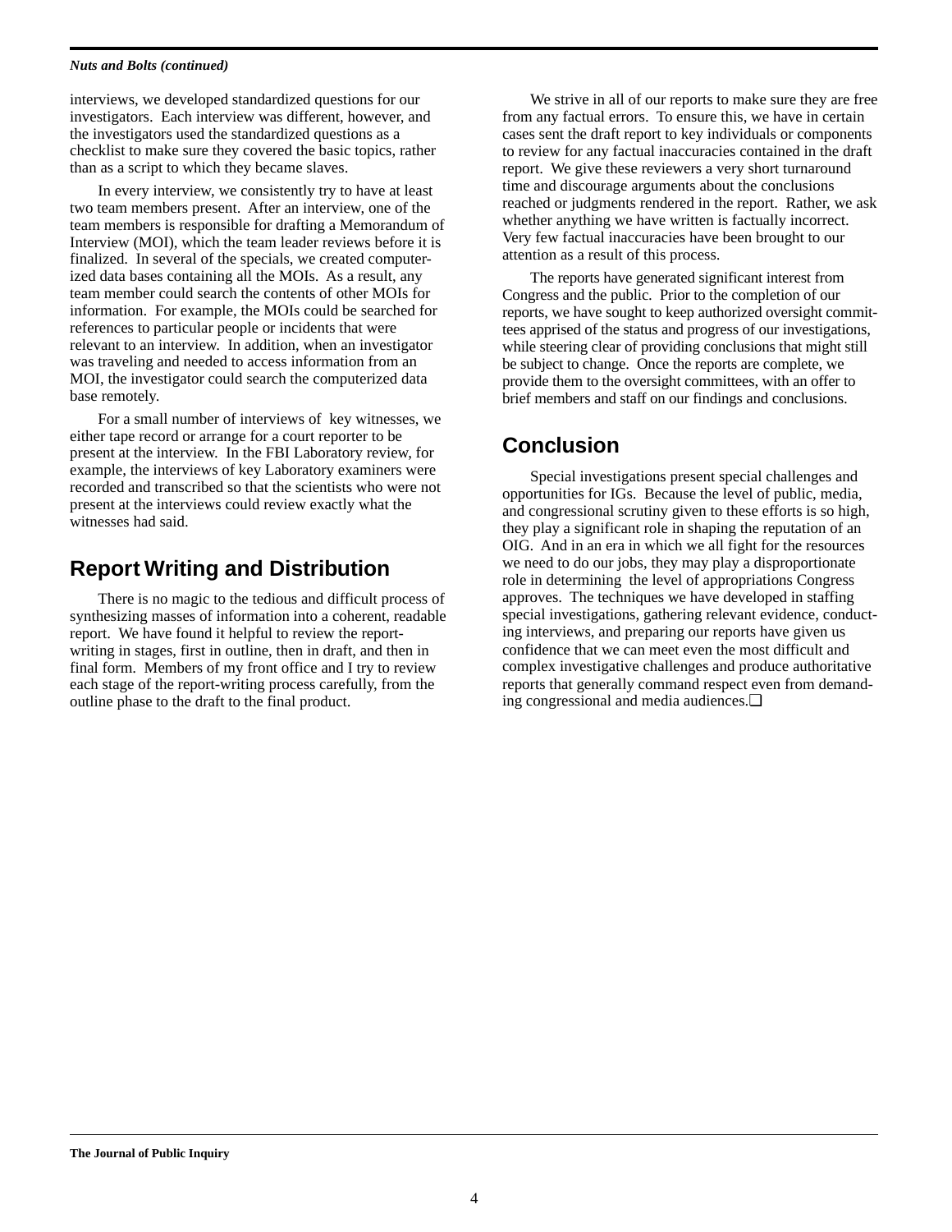interviews, we developed standardized questions for our investigators. Each interview was different, however, and the investigators used the standardized questions as a checklist to make sure they covered the basic topics, rather than as a script to which they became slaves.

In every interview, we consistently try to have at least two team members present. After an interview, one of the team members is responsible for drafting a Memorandum of Interview (MOI), which the team leader reviews before it is finalized. In several of the specials, we created computerized data bases containing all the MOIs. As a result, any team member could search the contents of other MOIs for information. For example, the MOIs could be searched for references to particular people or incidents that were relevant to an interview. In addition, when an investigator was traveling and needed to access information from an MOI, the investigator could search the computerized data base remotely.

For a small number of interviews of key witnesses, we either tape record or arrange for a court reporter to be present at the interview. In the FBI Laboratory review, for example, the interviews of key Laboratory examiners were recorded and transcribed so that the scientists who were not present at the interviews could review exactly what the witnesses had said.

## Report Writing and Distribution

There is no magic to the tedious and difficult process of synthesizing masses of information into a coherent, readable report. We have found it helpful to review the report-writing in stages, first in outline, then in draft, and then in final form. Members of my front office and I try to review each stage of the report-writing process carefully, from the outline phase to the draft to the final product.

We strive in all of our reports to make sure they are free from any factual errors. To ensure this, we have in certain cases sent the draft report to key individuals or components to review for any factual inaccuracies contained in the draft report. We give these reviewers a very short turnaround time and discourage arguments about the conclusions reached or judgments rendered in the report. Rather, we ask whether anything we have written is factually incorrect. Very few factual inaccuracies have been brought to our attention as a result of this process.

The reports have generated significant interest from Congress and the public. Prior to the completion of our reports, we have sought to keep authorized oversight committees apprised of the status and progress of our investigations, while steering clear of providing conclusions that might still be subject to change. Once the reports are complete, we provide them to the oversight committees, with an offer to brief members and staff on our findings and conclusions.

## Conclusion

Special investigations present special challenges and opportunities for IGs. Because the level of public, media, and congressional scrutiny given to these efforts is so high, they play a significant role in shaping the reputation of an OIG. And in an era in which we all fight for the resources we need to do our jobs, they may play a disproportionate role in determining the level of appropriations Congress approves. The techniques we have developed in staffing special investigations, gathering relevant evidence, conducting interviews, and preparing our reports have given us confidence that we can meet even the most difficult and complex investigative challenges and produce authoritative reports that generally command respect even from demanding congressional and media audiences.❑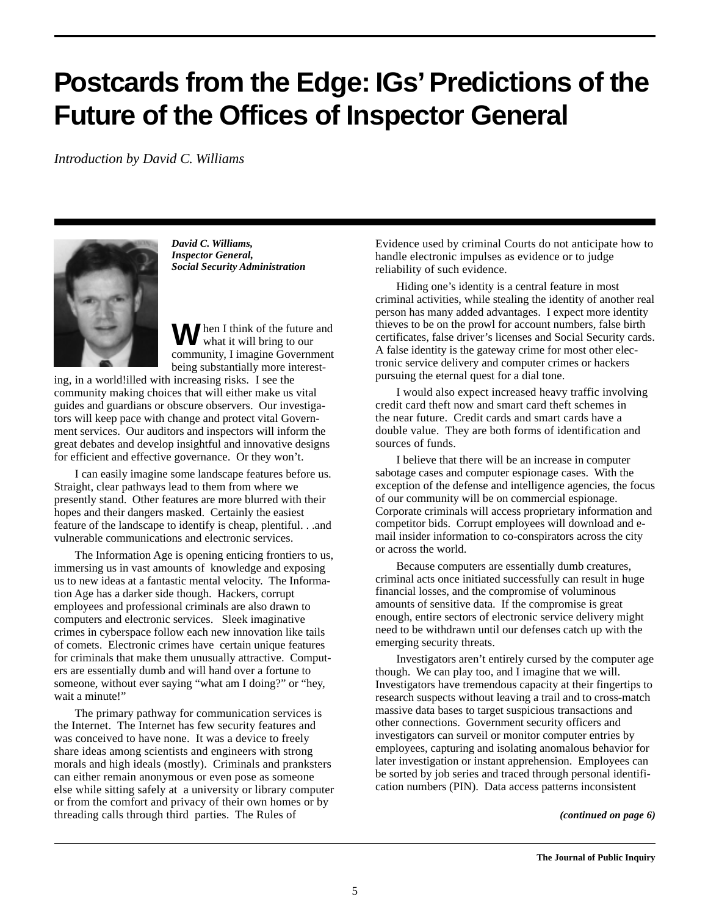# Postcards from the Edge: IGs' Predictions of the Future of the Offices of Inspector General

*Introduction by David C. Williams*

***David C. Williams, Inspector General, Social Security Administration***

When I think of the future and what it will bring to our community, I imagine Government being substantially more interesting, in a world!illed with increasing risks. I see the community making choices that will either make us vital guides and guardians or obscure observers. Our investigators will keep pace with change and protect vital Government services. Our auditors and inspectors will inform the great debates and develop insightful and innovative designs for efficient and effective governance. Or they won't.

I can easily imagine some landscape features before us. Straight, clear pathways lead to them from where we presently stand. Other features are more blurred with their hopes and their dangers masked. Certainly the easiest feature of the landscape to identify is cheap, plentiful. . .and vulnerable communications and electronic services.

The Information Age is opening enticing frontiers to us, immersing us in vast amounts of knowledge and exposing us to new ideas at a fantastic mental velocity. The Information Age has a darker side though. Hackers, corrupt employees and professional criminals are also drawn to computers and electronic services. Sleek imaginative crimes in cyberspace follow each new innovation like tails of comets. Electronic crimes have certain unique features for criminals that make them unusually attractive. Computers are essentially dumb and will hand over a fortune to someone, without ever saying "what am I doing?" or "hey, wait a minute!"

The primary pathway for communication services is the Internet. The Internet has few security features and was conceived to have none. It was a device to freely share ideas among scientists and engineers with strong morals and high ideals (mostly). Criminals and pranksters can either remain anonymous or even pose as someone else while sitting safely at a university or library computer or from the comfort and privacy of their own homes or by threading calls through third parties. The Rules of Evidence used by criminal Courts do not anticipate how to handle electronic impulses as evidence or to judge reliability of such evidence.

Hiding one's identity is a central feature in most criminal activities, while stealing the identity of another real person has many added advantages. I expect more identity thieves to be on the prowl for account numbers, false birth certificates, false driver's licenses and Social Security cards. A false identity is the gateway crime for most other electronic service delivery and computer crimes or hackers pursuing the eternal quest for a dial tone.

I would also expect increased heavy traffic involving credit card theft now and smart card theft schemes in the near future. Credit cards and smart cards have a double value. They are both forms of identification and sources of funds.

I believe that there will be an increase in computer sabotage cases and computer espionage cases. With the exception of the defense and intelligence agencies, the focus of our community will be on commercial espionage. Corporate criminals will access proprietary information and competitor bids. Corrupt employees will download and e-mail insider information to co-conspirators across the city or across the world.

Because computers are essentially dumb creatures, criminal acts once initiated successfully can result in huge financial losses, and the compromise of voluminous amounts of sensitive data. If the compromise is great enough, entire sectors of electronic service delivery might need to be withdrawn until our defenses catch up with the emerging security threats.

Investigators aren't entirely cursed by the computer age though. We can play too, and I imagine that we will. Investigators have tremendous capacity at their fingertips to research suspects without leaving a trail and to cross-match massive data bases to target suspicious transactions and other connections. Government security officers and investigators can surveil or monitor computer entries by employees, capturing and isolating anomalous behavior for later investigation or instant apprehension. Employees can be sorted by job series and traced through personal identification numbers (PIN). Data access patterns inconsistent

*(continued on page 6)*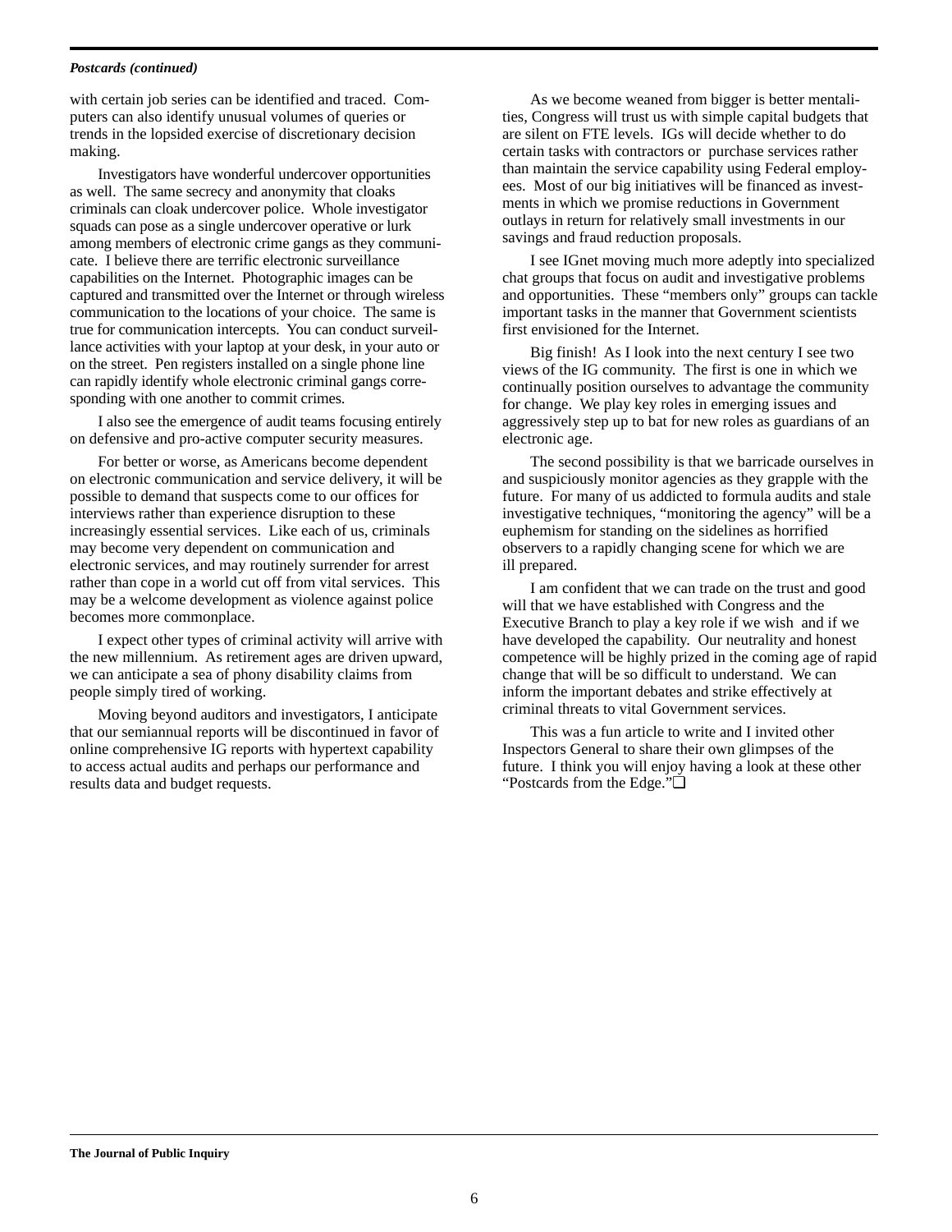*Postcards (continued)*

with certain job series can be identified and traced. Computers can also identify unusual volumes of queries or trends in the lopsided exercise of discretionary decision making.

Investigators have wonderful undercover opportunities as well. The same secrecy and anonymity that cloaks criminals can cloak undercover police. Whole investigator squads can pose as a single undercover operative or lurk among members of electronic crime gangs as they communicate. I believe there are terrific electronic surveillance capabilities on the Internet. Photographic images can be captured and transmitted over the Internet or through wireless communication to the locations of your choice. The same is true for communication intercepts. You can conduct surveillance activities with your laptop at your desk, in your auto or on the street. Pen registers installed on a single phone line can rapidly identify whole electronic criminal gangs corresponding with one another to commit crimes.

I also see the emergence of audit teams focusing entirely on defensive and pro-active computer security measures.

For better or worse, as Americans become dependent on electronic communication and service delivery, it will be possible to demand that suspects come to our offices for interviews rather than experience disruption to these increasingly essential services. Like each of us, criminals may become very dependent on communication and electronic services, and may routinely surrender for arrest rather than cope in a world cut off from vital services. This may be a welcome development as violence against police becomes more commonplace.

I expect other types of criminal activity will arrive with the new millennium. As retirement ages are driven upward, we can anticipate a sea of phony disability claims from people simply tired of working.

Moving beyond auditors and investigators, I anticipate that our semiannual reports will be discontinued in favor of online comprehensive IG reports with hypertext capability to access actual audits and perhaps our performance and results data and budget requests.

As we become weaned from bigger is better mentalities, Congress will trust us with simple capital budgets that are silent on FTE levels. IGs will decide whether to do certain tasks with contractors or purchase services rather than maintain the service capability using Federal employees. Most of our big initiatives will be financed as investments in which we promise reductions in Government outlays in return for relatively small investments in our savings and fraud reduction proposals.

I see IGnet moving much more adeptly into specialized chat groups that focus on audit and investigative problems and opportunities. These "members only" groups can tackle important tasks in the manner that Government scientists first envisioned for the Internet.

Big finish! As I look into the next century I see two views of the IG community. The first is one in which we continually position ourselves to advantage the community for change. We play key roles in emerging issues and aggressively step up to bat for new roles as guardians of an electronic age.

The second possibility is that we barricade ourselves in and suspiciously monitor agencies as they grapple with the future. For many of us addicted to formula audits and stale investigative techniques, "monitoring the agency" will be a euphemism for standing on the sidelines as horrified observers to a rapidly changing scene for which we are ill prepared.

I am confident that we can trade on the trust and good will that we have established with Congress and the Executive Branch to play a key role if we wish and if we have developed the capability. Our neutrality and honest competence will be highly prized in the coming age of rapid change that will be so difficult to understand. We can inform the important debates and strike effectively at criminal threats to vital Government services.

This was a fun article to write and I invited other Inspectors General to share their own glimpses of the future. I think you will enjoy having a look at these other "Postcards from the Edge."❑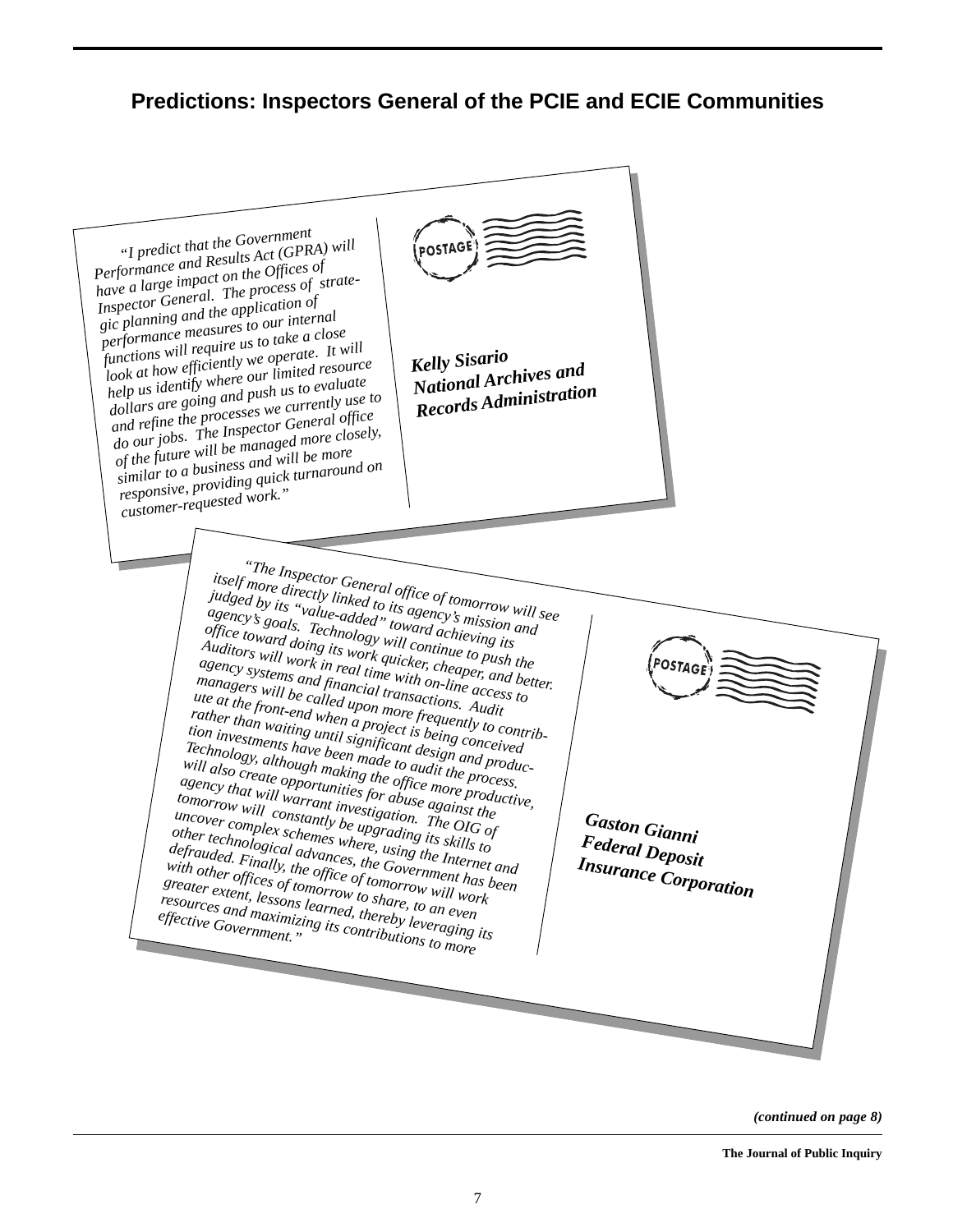## Predictions: Inspectors General of the PCIE and ECIE Communities

*"I predict that the Government Performance and Results Act (GPRA) will have a large impact on the Offices of Inspector General. The process of strategic planning and the application of performance measures to our internal functions will require us to take a close look at how efficiently we operate. It will help us identify where our limited resource dollars are going and push us to evaluate and refine the processes we currently use to do our jobs. The Inspector General office of the future will be managed more closely, similar to a business and will be more responsive, providing quick turnaround on customer-requested work."*

***Kelly Sisario***
***National Archives and Records Administration***

*"The Inspector General office of tomorrow will see itself more directly linked to its agency's mission and judged by its "value-added" toward achieving its agency's goals. Technology will continue to push the office toward doing its work quicker, cheaper, and better. Auditors will work in real time with on-line access to agency systems and financial transactions. Audit managers will be called upon more frequently to contribute at the front-end when a project is being conceived rather than waiting until significant design and production investments have been made to audit the process. Technology, although making the office more productive, will also create opportunities for abuse against the agency that will warrant investigation. The OIG of tomorrow will constantly be upgrading its skills to uncover complex schemes where, using the Internet and other technological advances, the Government has been defrauded. Finally, the office of tomorrow will work with other offices of tomorrow to share, to an even greater extent, lessons learned, thereby leveraging its resources and maximizing its contributions to more effective Government."*

***Gaston Gianni***
***Federal Deposit Insurance Corporation***

*(continued on page 8)*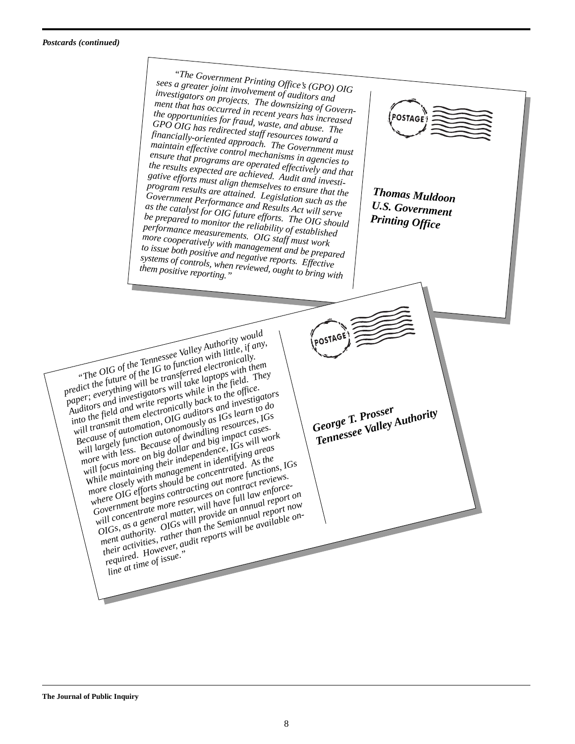***Postcards (continued)***

*"The Government Printing Office's (GPO) OIG sees a greater joint involvement of auditors and investigators on projects. The downsizing of Government that has occurred in recent years has increased the opportunities for fraud, waste, and abuse. The GPO OIG has redirected staff resources toward a financially-oriented approach. The Government must maintain effective control mechanisms in agencies to ensure that programs are operated effectively and that the results expected are achieved. Audit and investigative efforts must align themselves to ensure that the program results are attained. Legislation such as the Government Performance and Results Act will serve as the catalyst for OIG future efforts. The OIG should be prepared to monitor the reliability of established performance measurements. OIG staff must work more cooperatively with management and be prepared to issue both positive and negative reports. Effective systems of controls, when reviewed, ought to bring with them positive reporting."*

***Thomas Muldoon***
***U.S. Government Printing Office***

*"The OIG of the Tennessee Valley Authority would predict the future of the IG to function with little, if any, paper; everything will be transferred electronically. Auditors and investigators will take laptops with them into the field and write reports while in the field. They will transmit them electronically back to the office. Because of automation, OIG auditors and investigators will largely function autonomously as IGs learn to do more with less. Because of dwindling resources, IGs will focus more on big dollar and big impact cases. While maintaining their independence, IGs will work more closely with management in identifying areas where OIG efforts should be concentrated. As the Government begins contracting out more functions, IGs will concentrate more resources on contract reviews. OIGs, as a general matter, will have full law enforcement authority. OIGs will provide an annual report on their activities, rather than the Semiannual report now required. However, audit reports will be available on-line at time of issue."*

***George T. Prosser***
***Tennessee Valley Authority***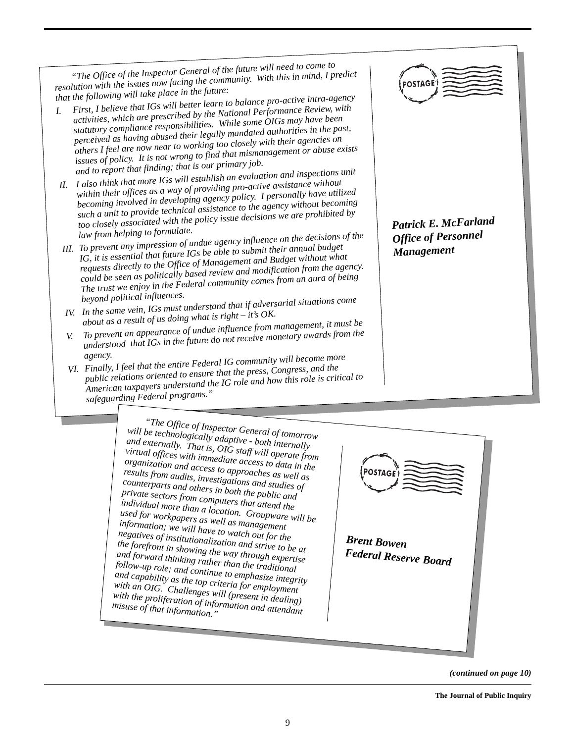*"The Office of the Inspector General of the future will need to come to resolution with the issues now facing the community. With this in mind, I predict that the following will take place in the future:*

*I. First, I believe that IGs will better learn to balance pro-active intra-agency activities, which are prescribed by the National Performance Review, with statutory compliance responsibilities. While some OIGs may have been perceived as having abused their legally mandated authorities in the past, others I feel are now near to working too closely with their agencies on issues of policy. It is not wrong to find that mismanagement or abuse exists and to report that finding; that is our primary job.*

*II. I also think that more IGs will establish an evaluation and inspections unit within their offices as a way of providing pro-active assistance without becoming involved in developing agency policy. I personally have utilized such a unit to provide technical assistance to the agency without becoming too closely associated with the policy issue decisions we are prohibited by law from helping to formulate.*

*III. To prevent any impression of undue agency influence on the decisions of the IG, it is essential that future IGs be able to submit their annual budget requests directly to the Office of Management and Budget without what could be seen as politically based review and modification from the agency. The trust we enjoy in the Federal community comes from an aura of being beyond political influences.*

*IV. In the same vein, IGs must understand that if adversarial situations come about as a result of us doing what is right – it's OK.*

*V. To prevent an appearance of undue influence from management, it must be understood that IGs in the future do not receive monetary awards from the agency.*

*VI. Finally, I feel that the entire Federal IG community will become more public relations oriented to ensure that the press, Congress, and the American taxpayers understand the IG role and how this role is critical to safeguarding Federal programs."*

***Patrick E. McFarland***
***Office of Personnel Management***

*"The Office of Inspector General of tomorrow will be technologically adaptive - both internally and externally. That is, OIG staff will operate from virtual offices with immediate access to data in the organization and access to approaches as well as results from audits, investigations and studies of counterparts and others in both the public and private sectors from computers that attend the individual more than a location. Groupware will be used for workpapers as well as management information; we will have to watch out for the negatives of institutionalization and strive to be at the forefront in showing the way through expertise and forward thinking rather than the traditional follow-up role; and continue to emphasize integrity and capability as the top criteria for employment with an OIG. Challenges will (present in dealing) with the proliferation of information and attendant misuse of that information."*

***Brent Bowen***
***Federal Reserve Board***

***(continued on page 10)***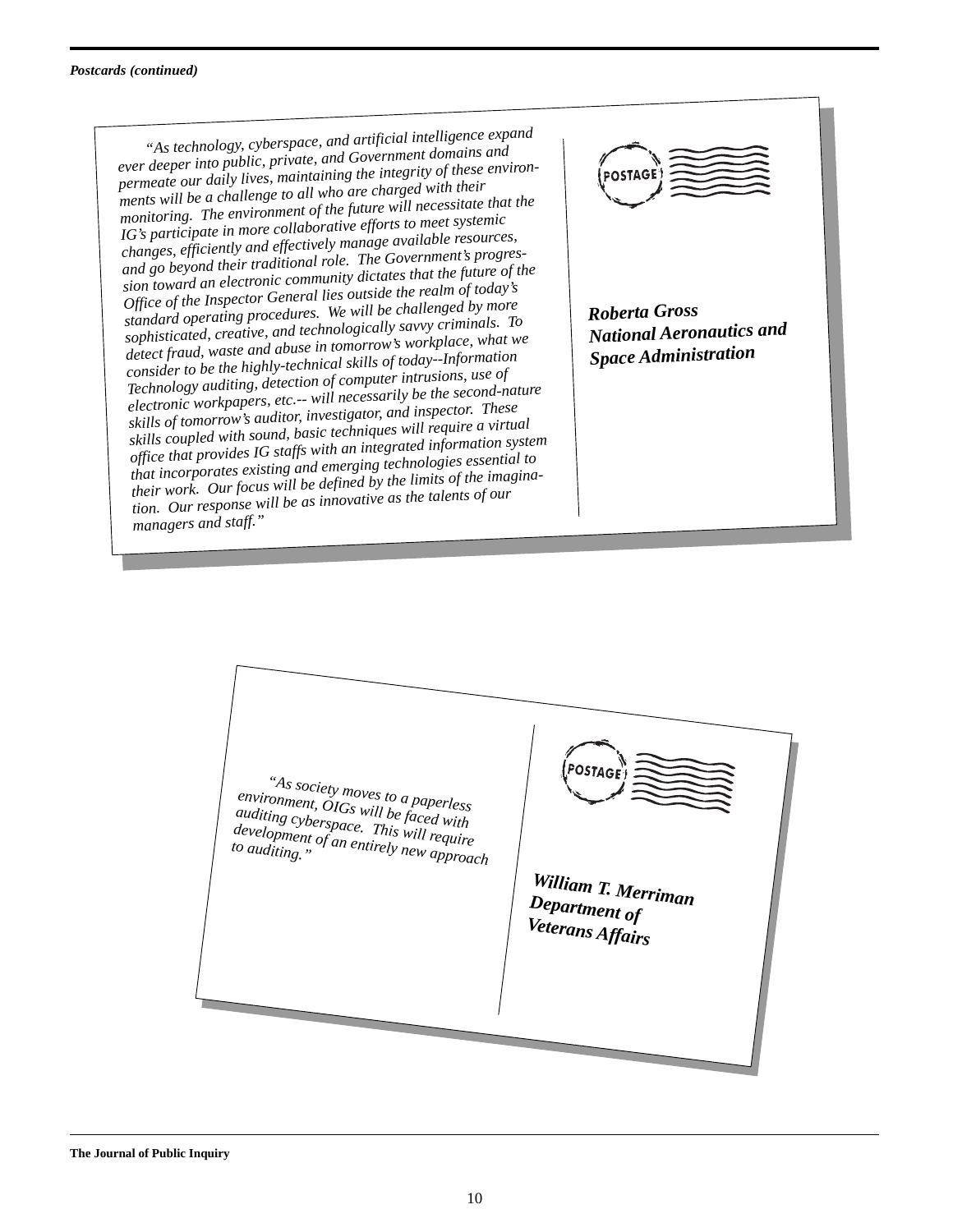***Postcards (continued)***

*"As technology, cyberspace, and artificial intelligence expand ever deeper into public, private, and Government domains and permeate our daily lives, maintaining the integrity of these environments will be a challenge to all who are charged with their monitoring. The environment of the future will necessitate that the IG's participate in more collaborative efforts to meet systemic changes, efficiently and effectively manage available resources, and go beyond their traditional role. The Government's progression toward an electronic community dictates that the future of the Office of the Inspector General lies outside the realm of today's standard operating procedures. We will be challenged by more sophisticated, creative, and technologically savvy criminals. To detect fraud, waste and abuse in tomorrow's workplace, what we consider to be the highly-technical skills of today--Information Technology auditing, detection of computer intrusions, use of electronic workpapers, etc.-- will necessarily be the second-nature skills of tomorrow's auditor, investigator, and inspector. These skills coupled with sound, basic techniques will require a virtual office that provides IG staffs with an integrated information system that incorporates existing and emerging technologies essential to their work. Our focus will be defined by the limits of the imagination. Our response will be as innovative as the talents of our managers and staff."*

***Roberta Gross***
***National Aeronautics and Space Administration***

*"As society moves to a paperless environment, OIGs will be faced with auditing cyberspace. This will require development of an entirely new approach to auditing."*

***William T. Merriman***
***Department of Veterans Affairs***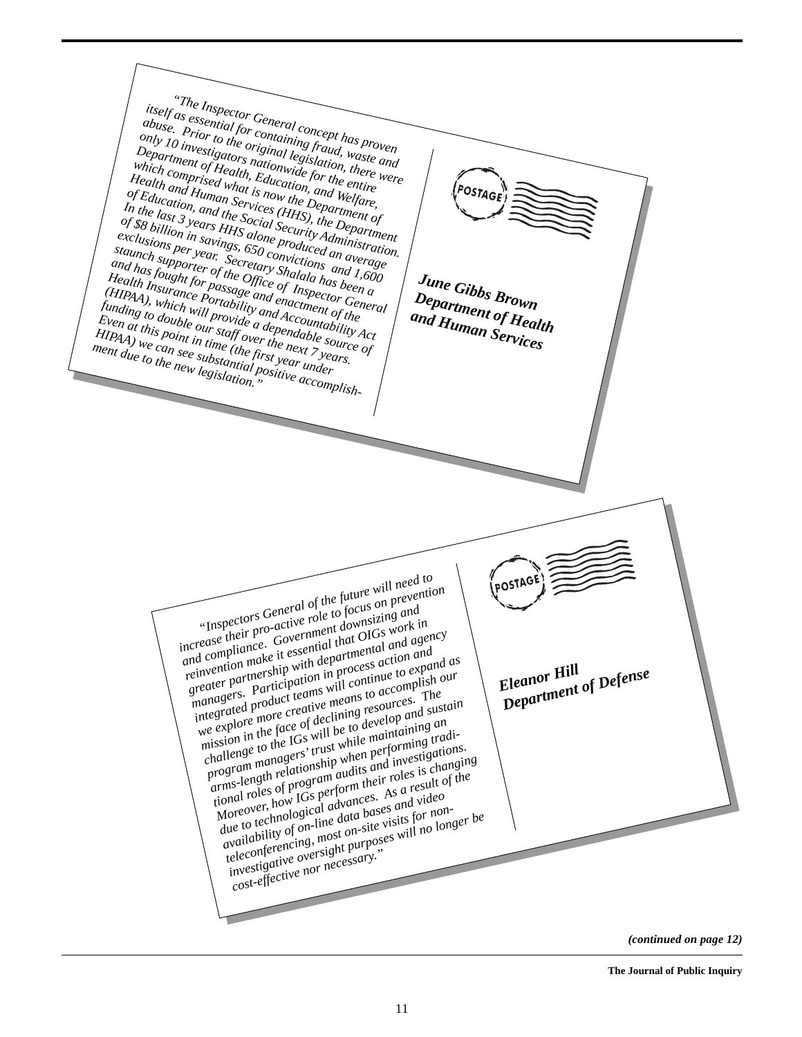*"The Inspector General concept has proven itself as essential for containing fraud, waste and abuse. Prior to the original legislation, there were only 10 investigators nationwide for the entire Department of Health, Education, and Welfare, which comprised what is now the Department of Health and Human Services (HHS), the Department of Education, and the Social Security Administration. In the last 3 years HHS alone produced an average of $8 billion in savings, 650 convictions and 1,600 exclusions per year. Secretary Shalala has been a staunch supporter of the Office of Inspector General and has fought for passage and enactment of the Health Insurance Portability and Accountability Act (HIPAA), which will provide a dependable source of funding to double our staff over the next 7 years. Even at this point in time (the first year under HIPAA) we can see substantial positive accomplishment due to the new legislation."*

POSTAGE

***June Gibbs Brown***
***Department of Health and Human Services***

*"Inspectors General of the future will need to increase their pro-active role to focus on prevention and compliance. Government downsizing and reinvention make it essential that OIGs work in greater partnership with departmental and agency managers. Participation in process action and integrated product teams will continue to expand as we explore more creative means to accomplish our mission in the face of declining resources. The challenge to the IGs will be to develop and sustain program managers' trust while maintaining an arms-length relationship when performing traditional roles of program audits and investigations. Moreover, how IGs perform their roles is changing due to technological advances. As a result of the availability of on-line data bases and video teleconferencing, most on-site visits for non-investigative oversight purposes will no longer be cost-effective nor necessary."*

POSTAGE

***Eleanor Hill***
***Department of Defense***

***(continued on page 12)***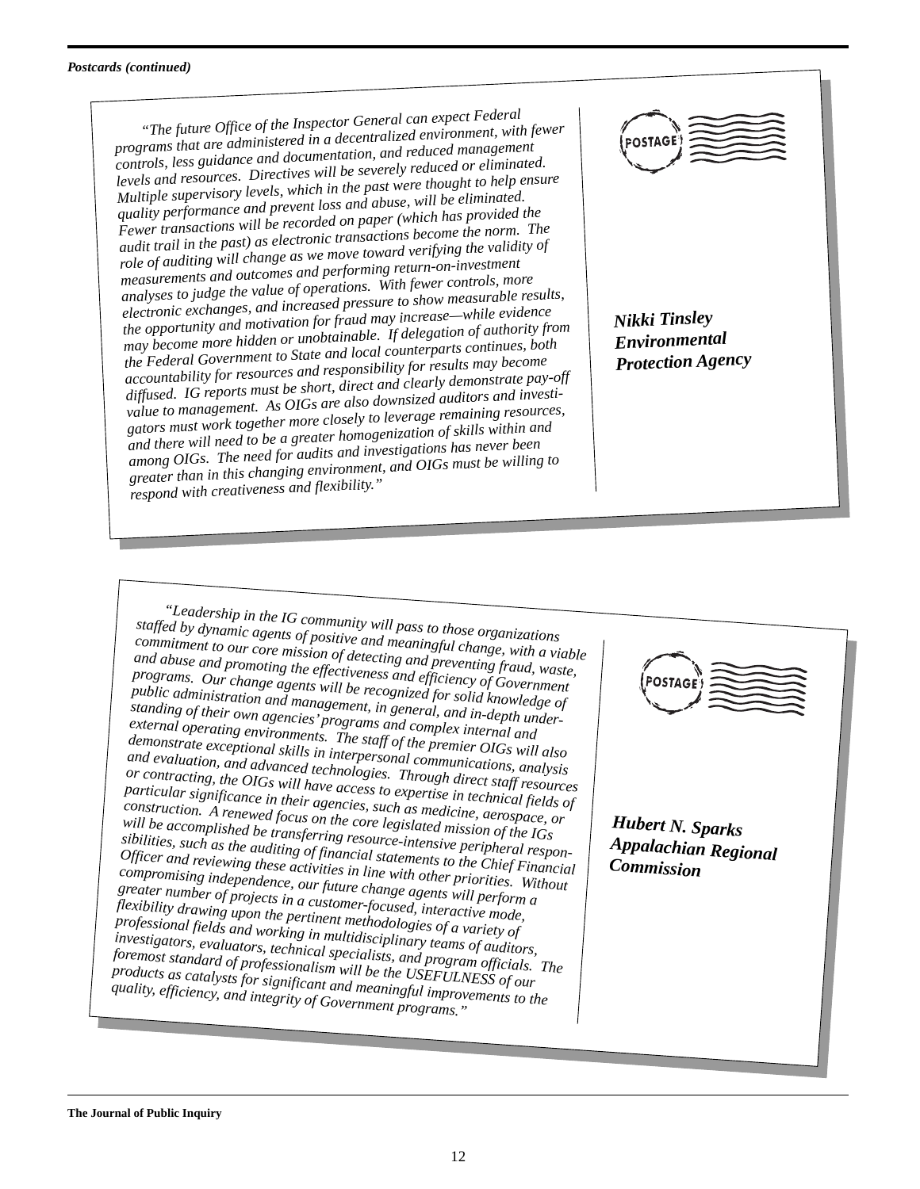*Postcards (continued)*

*"The future Office of the Inspector General can expect Federal programs that are administered in a decentralized environment, with fewer controls, less guidance and documentation, and reduced management levels and resources. Directives will be severely reduced or eliminated. Multiple supervisory levels, which in the past were thought to help ensure quality performance and prevent loss and abuse, will be eliminated. Fewer transactions will be recorded on paper (which has provided the audit trail in the past) as electronic transactions become the norm. The role of auditing will change as we move toward verifying the validity of measurements and outcomes and performing return-on-investment analyses to judge the value of operations. With fewer controls, more electronic exchanges, and increased pressure to show measurable results, the opportunity and motivation for fraud may increase—while evidence may become more hidden or unobtainable. If delegation of authority from the Federal Government to State and local counterparts continues, both accountability for resources and responsibility for results may become diffused. IG reports must be short, direct and clearly demonstrate pay-off value to management. As OIGs are also downsized auditors and investigators must work together more closely to leverage remaining resources, and there will need to be a greater homogenization of skills within and among OIGs. The need for audits and investigations has never been greater than in this changing environment, and OIGs must be willing to respond with creativeness and flexibility."*

POSTAGE

***Nikki Tinsley***
***Environmental Protection Agency***

*"Leadership in the IG community will pass to those organizations staffed by dynamic agents of positive and meaningful change, with a viable commitment to our core mission of detecting and preventing fraud, waste, and abuse and promoting the effectiveness and efficiency of Government programs. Our change agents will be recognized for solid knowledge of public administration and management, in general, and in-depth understanding of their own agencies' programs and complex internal and external operating environments. The staff of the premier OIGs will also demonstrate exceptional skills in interpersonal communications, analysis and evaluation, and advanced technologies. Through direct staff resources or contracting, the OIGs will have access to expertise in technical fields of particular significance in their agencies, such as medicine, aerospace, or construction. A renewed focus on the core legislated mission of the IGs will be accomplished be transferring resource-intensive peripheral responsibilities, such as the auditing of financial statements to the Chief Financial Officer and reviewing these activities in line with other priorities. Without compromising independence, our future change agents will perform a greater number of projects in a customer-focused, interactive mode, flexibility drawing upon the pertinent methodologies of a variety of professional fields and working in multidisciplinary teams of auditors, investigators, evaluators, technical specialists, and program officials. The foremost standard of professionalism will be the USEFULNESS of our products as catalysts for significant and meaningful improvements to the quality, efficiency, and integrity of Government programs."*

POSTAGE

***Hubert N. Sparks***
***Appalachian Regional Commission***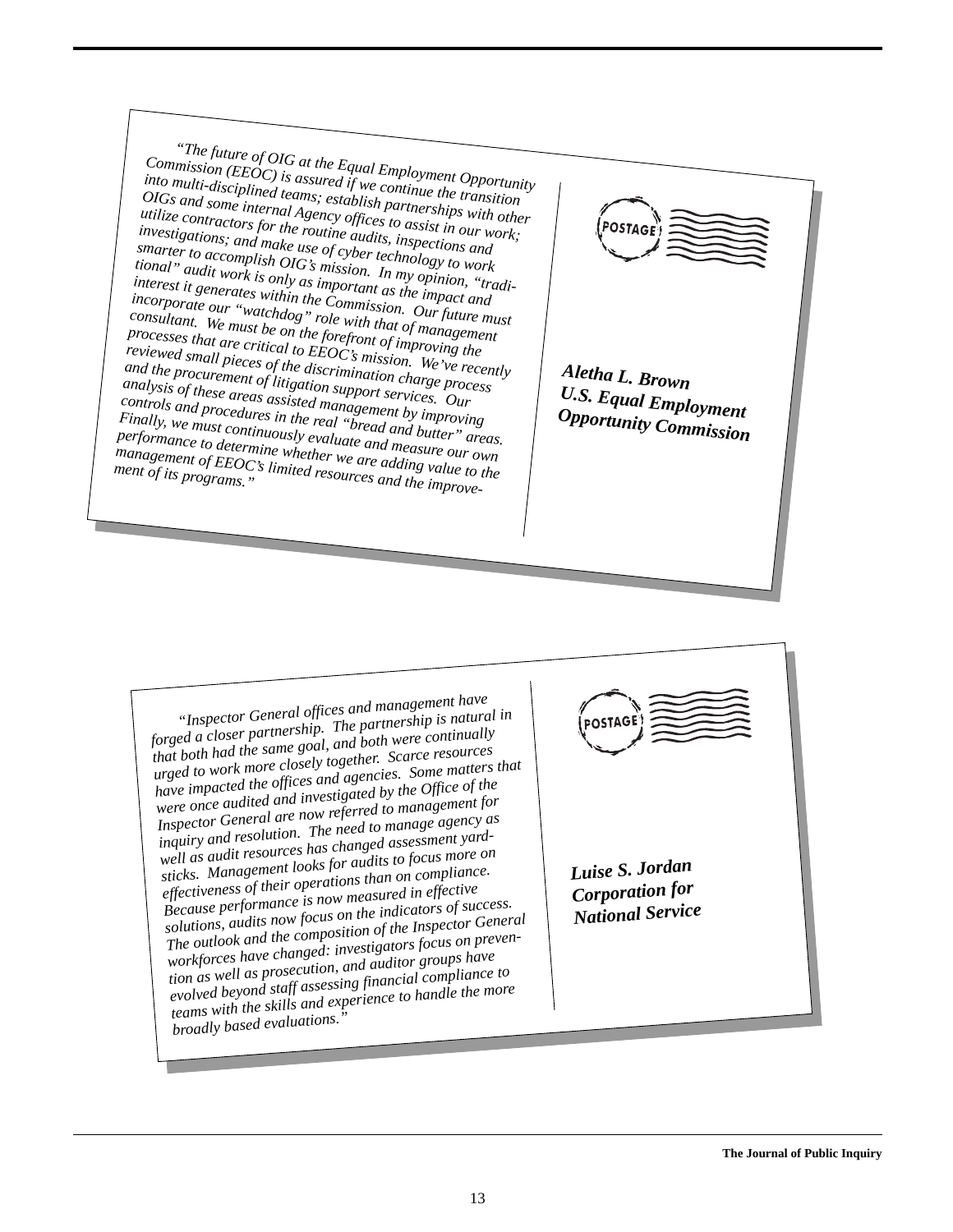*"The future of OIG at the Equal Employment Opportunity Commission (EEOC) is assured if we continue the transition into multi-disciplined teams; establish partnerships with other OIGs and some internal Agency offices to assist in our work; utilize contractors for the routine audits, inspections and investigations; and make use of cyber technology to work smarter to accomplish OIG's mission. In my opinion, "traditional" audit work is only as important as the impact and interest it generates within the Commission. Our future must incorporate our "watchdog" role with that of management consultant. We must be on the forefront of improving the processes that are critical to EEOC's mission. We've recently reviewed small pieces of the discrimination charge process and the procurement of litigation support services. Our analysis of these areas assisted management by improving controls and procedures in the real "bread and butter" areas. Finally, we must continuously evaluate and measure our own performance to determine whether we are adding value to the management of EEOC's limited resources and the improvement of its programs."*

POSTAGE

***Aletha L. Brown***
***U.S. Equal Employment Opportunity Commission***

*"Inspector General offices and management have forged a closer partnership. The partnership is natural in that both had the same goal, and both were continually urged to work more closely together. Scarce resources have impacted the offices and agencies. Some matters that were once audited and investigated by the Office of the Inspector General are now referred to management for inquiry and resolution. The need to manage agency as well as audit resources has changed assessment yardsticks. Management looks for audits to focus more on effectiveness of their operations than on compliance. Because performance is now measured in effective solutions, audits now focus on the indicators of success. The outlook and the composition of the Inspector General workforces have changed: investigators focus on prevention as well as prosecution, and auditor groups have evolved beyond staff assessing financial compliance to teams with the skills and experience to handle the more broadly based evaluations."*

POSTAGE

***Luise S. Jordan***
***Corporation for National Service***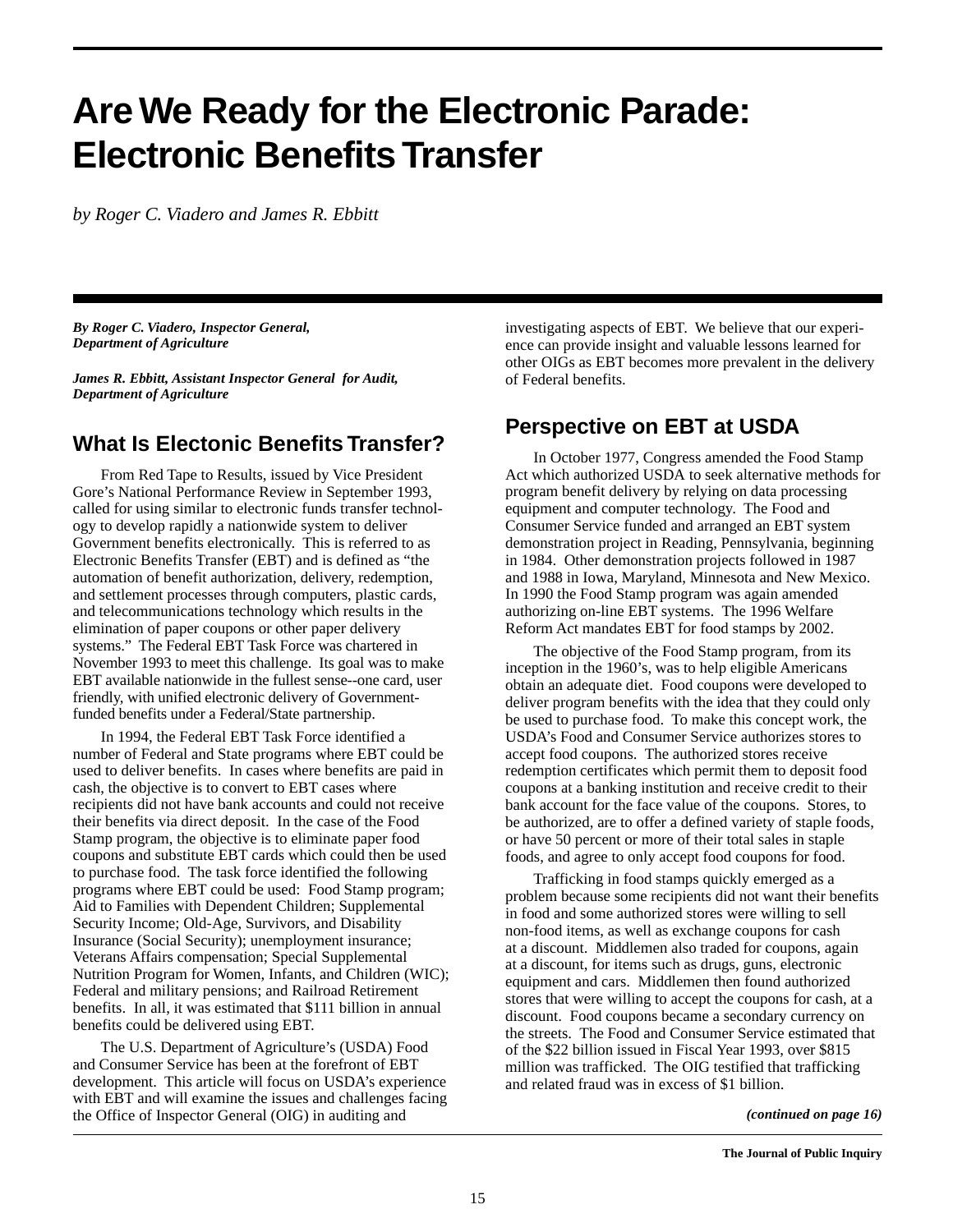# Are We Ready for the Electronic Parade: Electronic Benefits Transfer

*by Roger C. Viadero and James R. Ebbitt*

***By Roger C. Viadero, Inspector General, Department of Agriculture***

***James R. Ebbitt, Assistant Inspector General for Audit, Department of Agriculture***

## What Is Electonic Benefits Transfer?

From Red Tape to Results, issued by Vice President Gore's National Performance Review in September 1993, called for using similar to electronic funds transfer technology to develop rapidly a nationwide system to deliver Government benefits electronically. This is referred to as Electronic Benefits Transfer (EBT) and is defined as "the automation of benefit authorization, delivery, redemption, and settlement processes through computers, plastic cards, and telecommunications technology which results in the elimination of paper coupons or other paper delivery systems." The Federal EBT Task Force was chartered in November 1993 to meet this challenge. Its goal was to make EBT available nationwide in the fullest sense--one card, user friendly, with unified electronic delivery of Government-funded benefits under a Federal/State partnership.

In 1994, the Federal EBT Task Force identified a number of Federal and State programs where EBT could be used to deliver benefits. In cases where benefits are paid in cash, the objective is to convert to EBT cases where recipients did not have bank accounts and could not receive their benefits via direct deposit. In the case of the Food Stamp program, the objective is to eliminate paper food coupons and substitute EBT cards which could then be used to purchase food. The task force identified the following programs where EBT could be used: Food Stamp program; Aid to Families with Dependent Children; Supplemental Security Income; Old-Age, Survivors, and Disability Insurance (Social Security); unemployment insurance; Veterans Affairs compensation; Special Supplemental Nutrition Program for Women, Infants, and Children (WIC); Federal and military pensions; and Railroad Retirement benefits. In all, it was estimated that $111 billion in annual benefits could be delivered using EBT.

The U.S. Department of Agriculture's (USDA) Food and Consumer Service has been at the forefront of EBT development. This article will focus on USDA's experience with EBT and will examine the issues and challenges facing the Office of Inspector General (OIG) in auditing and investigating aspects of EBT. We believe that our experience can provide insight and valuable lessons learned for other OIGs as EBT becomes more prevalent in the delivery of Federal benefits.

## Perspective on EBT at USDA

In October 1977, Congress amended the Food Stamp Act which authorized USDA to seek alternative methods for program benefit delivery by relying on data processing equipment and computer technology. The Food and Consumer Service funded and arranged an EBT system demonstration project in Reading, Pennsylvania, beginning in 1984. Other demonstration projects followed in 1987 and 1988 in Iowa, Maryland, Minnesota and New Mexico. In 1990 the Food Stamp program was again amended authorizing on-line EBT systems. The 1996 Welfare Reform Act mandates EBT for food stamps by 2002.

The objective of the Food Stamp program, from its inception in the 1960's, was to help eligible Americans obtain an adequate diet. Food coupons were developed to deliver program benefits with the idea that they could only be used to purchase food. To make this concept work, the USDA's Food and Consumer Service authorizes stores to accept food coupons. The authorized stores receive redemption certificates which permit them to deposit food coupons at a banking institution and receive credit to their bank account for the face value of the coupons. Stores, to be authorized, are to offer a defined variety of staple foods, or have 50 percent or more of their total sales in staple foods, and agree to only accept food coupons for food.

Trafficking in food stamps quickly emerged as a problem because some recipients did not want their benefits in food and some authorized stores were willing to sell non-food items, as well as exchange coupons for cash at a discount. Middlemen also traded for coupons, again at a discount, for items such as drugs, guns, electronic equipment and cars. Middlemen then found authorized stores that were willing to accept the coupons for cash, at a discount. Food coupons became a secondary currency on the streets. The Food and Consumer Service estimated that of the $22 billion issued in Fiscal Year 1993, over $815 million was trafficked. The OIG testified that trafficking and related fraud was in excess of $1 billion.

***(continued on page 16)***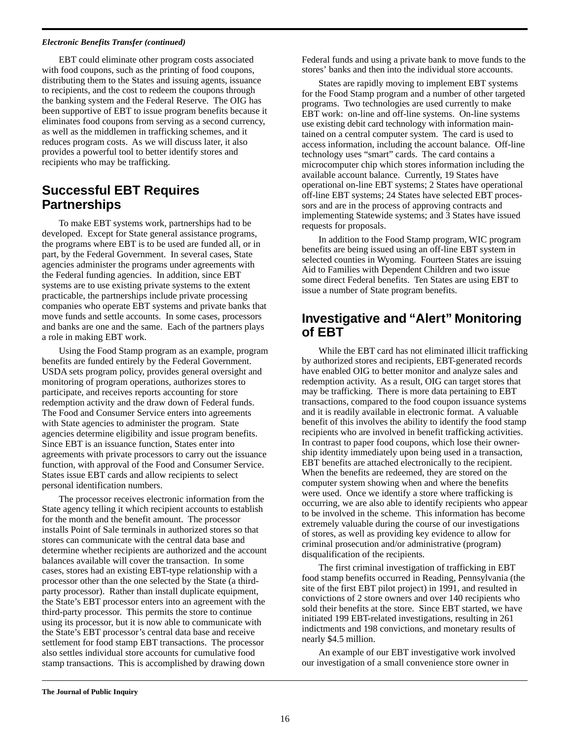*Electronic Benefits Transfer (continued)*

EBT could eliminate other program costs associated with food coupons, such as the printing of food coupons, distributing them to the States and issuing agents, issuance to recipients, and the cost to redeem the coupons through the banking system and the Federal Reserve. The OIG has been supportive of EBT to issue program benefits because it eliminates food coupons from serving as a second currency, as well as the middlemen in trafficking schemes, and it reduces program costs. As we will discuss later, it also provides a powerful tool to better identify stores and recipients who may be trafficking.

## Successful EBT Requires Partnerships

To make EBT systems work, partnerships had to be developed. Except for State general assistance programs, the programs where EBT is to be used are funded all, or in part, by the Federal Government. In several cases, State agencies administer the programs under agreements with the Federal funding agencies. In addition, since EBT systems are to use existing private systems to the extent practicable, the partnerships include private processing companies who operate EBT systems and private banks that move funds and settle accounts. In some cases, processors and banks are one and the same. Each of the partners plays a role in making EBT work.

Using the Food Stamp program as an example, program benefits are funded entirely by the Federal Government. USDA sets program policy, provides general oversight and monitoring of program operations, authorizes stores to participate, and receives reports accounting for store redemption activity and the draw down of Federal funds. The Food and Consumer Service enters into agreements with State agencies to administer the program. State agencies determine eligibility and issue program benefits. Since EBT is an issuance function, States enter into agreements with private processors to carry out the issuance function, with approval of the Food and Consumer Service. States issue EBT cards and allow recipients to select personal identification numbers.

The processor receives electronic information from the State agency telling it which recipient accounts to establish for the month and the benefit amount. The processor installs Point of Sale terminals in authorized stores so that stores can communicate with the central data base and determine whether recipients are authorized and the account balances available will cover the transaction. In some cases, stores had an existing EBT-type relationship with a processor other than the one selected by the State (a third-party processor). Rather than install duplicate equipment, the State's EBT processor enters into an agreement with the third-party processor. This permits the store to continue using its processor, but it is now able to communicate with the State's EBT processor's central data base and receive settlement for food stamp EBT transactions. The processor also settles individual store accounts for cumulative food stamp transactions. This is accomplished by drawing down Federal funds and using a private bank to move funds to the stores' banks and then into the individual store accounts.

States are rapidly moving to implement EBT systems for the Food Stamp program and a number of other targeted programs. Two technologies are used currently to make EBT work: on-line and off-line systems. On-line systems use existing debit card technology with information maintained on a central computer system. The card is used to access information, including the account balance. Off-line technology uses "smart" cards. The card contains a microcomputer chip which stores information including the available account balance. Currently, 19 States have operational on-line EBT systems; 2 States have operational off-line EBT systems; 24 States have selected EBT processors and are in the process of approving contracts and implementing Statewide systems; and 3 States have issued requests for proposals.

In addition to the Food Stamp program, WIC program benefits are being issued using an off-line EBT system in selected counties in Wyoming. Fourteen States are issuing Aid to Families with Dependent Children and two issue some direct Federal benefits. Ten States are using EBT to issue a number of State program benefits.

## Investigative and "Alert" Monitoring of EBT

While the EBT card has not eliminated illicit trafficking by authorized stores and recipients, EBT-generated records have enabled OIG to better monitor and analyze sales and redemption activity. As a result, OIG can target stores that may be trafficking. There is more data pertaining to EBT transactions, compared to the food coupon issuance systems and it is readily available in electronic format. A valuable benefit of this involves the ability to identify the food stamp recipients who are involved in benefit trafficking activities. In contrast to paper food coupons, which lose their ownership identity immediately upon being used in a transaction, EBT benefits are attached electronically to the recipient. When the benefits are redeemed, they are stored on the computer system showing when and where the benefits were used. Once we identify a store where trafficking is occurring, we are also able to identify recipients who appear to be involved in the scheme. This information has become extremely valuable during the course of our investigations of stores, as well as providing key evidence to allow for criminal prosecution and/or administrative (program) disqualification of the recipients.

The first criminal investigation of trafficking in EBT food stamp benefits occurred in Reading, Pennsylvania (the site of the first EBT pilot project) in 1991, and resulted in convictions of 2 store owners and over 140 recipients who sold their benefits at the store. Since EBT started, we have initiated 199 EBT-related investigations, resulting in 261 indictments and 198 convictions, and monetary results of nearly $4.5 million.

An example of our EBT investigative work involved our investigation of a small convenience store owner in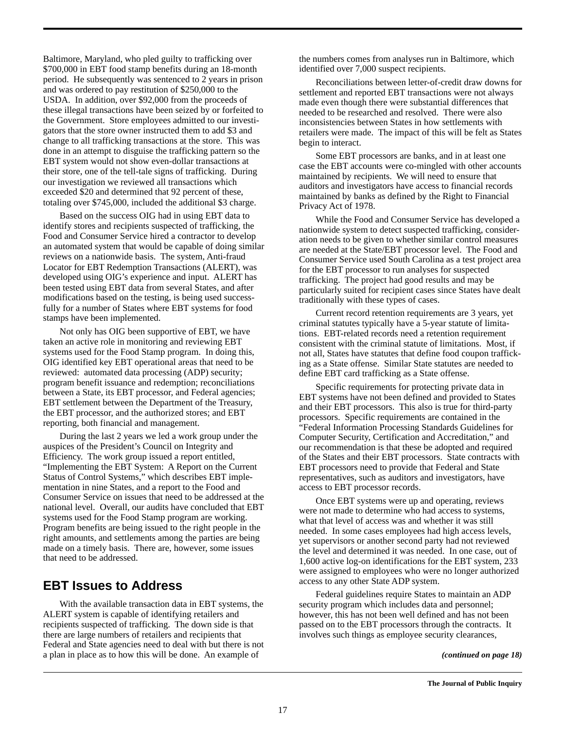Baltimore, Maryland, who pled guilty to trafficking over $700,000 in EBT food stamp benefits during an 18-month period. He subsequently was sentenced to 2 years in prison and was ordered to pay restitution of $250,000 to the USDA. In addition, over $92,000 from the proceeds of these illegal transactions have been seized by or forfeited to the Government. Store employees admitted to our investigators that the store owner instructed them to add $3 and change to all trafficking transactions at the store. This was done in an attempt to disguise the trafficking pattern so the EBT system would not show even-dollar transactions at their store, one of the tell-tale signs of trafficking. During our investigation we reviewed all transactions which exceeded $20 and determined that 92 percent of these, totaling over $745,000, included the additional $3 charge.

Based on the success OIG had in using EBT data to identify stores and recipients suspected of trafficking, the Food and Consumer Service hired a contractor to develop an automated system that would be capable of doing similar reviews on a nationwide basis. The system, Anti-fraud Locator for EBT Redemption Transactions (ALERT), was developed using OIG's experience and input. ALERT has been tested using EBT data from several States, and after modifications based on the testing, is being used successfully for a number of States where EBT systems for food stamps have been implemented.

Not only has OIG been supportive of EBT, we have taken an active role in monitoring and reviewing EBT systems used for the Food Stamp program. In doing this, OIG identified key EBT operational areas that need to be reviewed: automated data processing (ADP) security; program benefit issuance and redemption; reconciliations between a State, its EBT processor, and Federal agencies; EBT settlement between the Department of the Treasury, the EBT processor, and the authorized stores; and EBT reporting, both financial and management.

During the last 2 years we led a work group under the auspices of the President's Council on Integrity and Efficiency. The work group issued a report entitled, "Implementing the EBT System: A Report on the Current Status of Control Systems," which describes EBT implementation in nine States, and a report to the Food and Consumer Service on issues that need to be addressed at the national level. Overall, our audits have concluded that EBT systems used for the Food Stamp program are working. Program benefits are being issued to the right people in the right amounts, and settlements among the parties are being made on a timely basis. There are, however, some issues that need to be addressed.

## EBT Issues to Address

With the available transaction data in EBT systems, the ALERT system is capable of identifying retailers and recipients suspected of trafficking. The down side is that there are large numbers of retailers and recipients that Federal and State agencies need to deal with but there is not a plan in place as to how this will be done. An example of the numbers comes from analyses run in Baltimore, which identified over 7,000 suspect recipients.

Reconciliations between letter-of-credit draw downs for settlement and reported EBT transactions were not always made even though there were substantial differences that needed to be researched and resolved. There were also inconsistencies between States in how settlements with retailers were made. The impact of this will be felt as States begin to interact.

Some EBT processors are banks, and in at least one case the EBT accounts were co-mingled with other accounts maintained by recipients. We will need to ensure that auditors and investigators have access to financial records maintained by banks as defined by the Right to Financial Privacy Act of 1978.

While the Food and Consumer Service has developed a nationwide system to detect suspected trafficking, consideration needs to be given to whether similar control measures are needed at the State/EBT processor level. The Food and Consumer Service used South Carolina as a test project area for the EBT processor to run analyses for suspected trafficking. The project had good results and may be particularly suited for recipient cases since States have dealt traditionally with these types of cases.

Current record retention requirements are 3 years, yet criminal statutes typically have a 5-year statute of limitations. EBT-related records need a retention requirement consistent with the criminal statute of limitations. Most, if not all, States have statutes that define food coupon trafficking as a State offense. Similar State statutes are needed to define EBT card trafficking as a State offense.

Specific requirements for protecting private data in EBT systems have not been defined and provided to States and their EBT processors. This also is true for third-party processors. Specific requirements are contained in the "Federal Information Processing Standards Guidelines for Computer Security, Certification and Accreditation," and our recommendation is that these be adopted and required of the States and their EBT processors. State contracts with EBT processors need to provide that Federal and State representatives, such as auditors and investigators, have access to EBT processor records.

Once EBT systems were up and operating, reviews were not made to determine who had access to systems, what that level of access was and whether it was still needed. In some cases employees had high access levels, yet supervisors or another second party had not reviewed the level and determined it was needed. In one case, out of 1,600 active log-on identifications for the EBT system, 233 were assigned to employees who were no longer authorized access to any other State ADP system.

Federal guidelines require States to maintain an ADP security program which includes data and personnel; however, this has not been well defined and has not been passed on to the EBT processors through the contracts. It involves such things as employee security clearances,

*(continued on page 18)*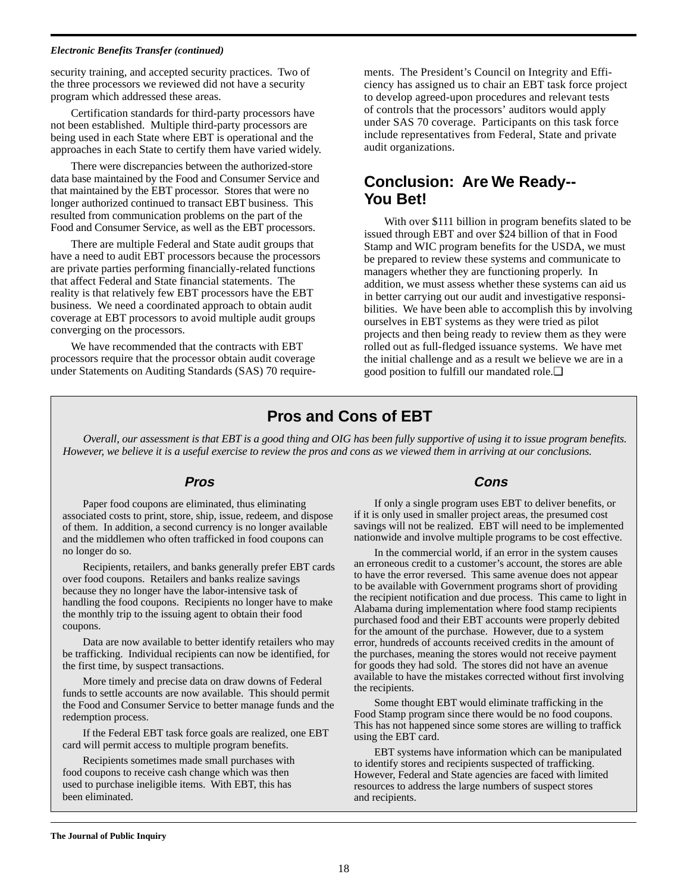*Electronic Benefits Transfer (continued)*

security training, and accepted security practices. Two of the three processors we reviewed did not have a security program which addressed these areas.

Certification standards for third-party processors have not been established. Multiple third-party processors are being used in each State where EBT is operational and the approaches in each State to certify them have varied widely.

There were discrepancies between the authorized-store data base maintained by the Food and Consumer Service and that maintained by the EBT processor. Stores that were no longer authorized continued to transact EBT business. This resulted from communication problems on the part of the Food and Consumer Service, as well as the EBT processors.

There are multiple Federal and State audit groups that have a need to audit EBT processors because the processors are private parties performing financially-related functions that affect Federal and State financial statements. The reality is that relatively few EBT processors have the EBT business. We need a coordinated approach to obtain audit coverage at EBT processors to avoid multiple audit groups converging on the processors.

We have recommended that the contracts with EBT processors require that the processor obtain audit coverage under Statements on Auditing Standards (SAS) 70 requirements. The President's Council on Integrity and Efficiency has assigned us to chair an EBT task force project to develop agreed-upon procedures and relevant tests of controls that the processors' auditors would apply under SAS 70 coverage. Participants on this task force include representatives from Federal, State and private audit organizations.

## Conclusion: Are We Ready--You Bet!

With over $111 billion in program benefits slated to be issued through EBT and over $24 billion of that in Food Stamp and WIC program benefits for the USDA, we must be prepared to review these systems and communicate to managers whether they are functioning properly. In addition, we must assess whether these systems can aid us in better carrying out our audit and investigative responsibilities. We have been able to accomplish this by involving ourselves in EBT systems as they were tried as pilot projects and then being ready to review them as they were rolled out as full-fledged issuance systems. We have met the initial challenge and as a result we believe we are in a good position to fulfill our mandated role.❑

## Pros and Cons of EBT

*Overall, our assessment is that EBT is a good thing and OIG has been fully supportive of using it to issue program benefits. However, we believe it is a useful exercise to review the pros and cons as we viewed them in arriving at our conclusions.*

### *Pros*

Paper food coupons are eliminated, thus eliminating associated costs to print, store, ship, issue, redeem, and dispose of them. In addition, a second currency is no longer available and the middlemen who often trafficked in food coupons can no longer do so.

Recipients, retailers, and banks generally prefer EBT cards over food coupons. Retailers and banks realize savings because they no longer have the labor-intensive task of handling the food coupons. Recipients no longer have to make the monthly trip to the issuing agent to obtain their food coupons.

Data are now available to better identify retailers who may be trafficking. Individual recipients can now be identified, for the first time, by suspect transactions.

More timely and precise data on draw downs of Federal funds to settle accounts are now available. This should permit the Food and Consumer Service to better manage funds and the redemption process.

If the Federal EBT task force goals are realized, one EBT card will permit access to multiple program benefits.

Recipients sometimes made small purchases with food coupons to receive cash change which was then used to purchase ineligible items. With EBT, this has been eliminated.

### *Cons*

If only a single program uses EBT to deliver benefits, or if it is only used in smaller project areas, the presumed cost savings will not be realized. EBT will need to be implemented nationwide and involve multiple programs to be cost effective.

In the commercial world, if an error in the system causes an erroneous credit to a customer's account, the stores are able to have the error reversed. This same avenue does not appear to be available with Government programs short of providing the recipient notification and due process. This came to light in Alabama during implementation where food stamp recipients purchased food and their EBT accounts were properly debited for the amount of the purchase. However, due to a system error, hundreds of accounts received credits in the amount of the purchases, meaning the stores would not receive payment for goods they had sold. The stores did not have an avenue available to have the mistakes corrected without first involving the recipients.

Some thought EBT would eliminate trafficking in the Food Stamp program since there would be no food coupons. This has not happened since some stores are willing to traffick using the EBT card.

EBT systems have information which can be manipulated to identify stores and recipients suspected of trafficking. However, Federal and State agencies are faced with limited resources to address the large numbers of suspect stores and recipients.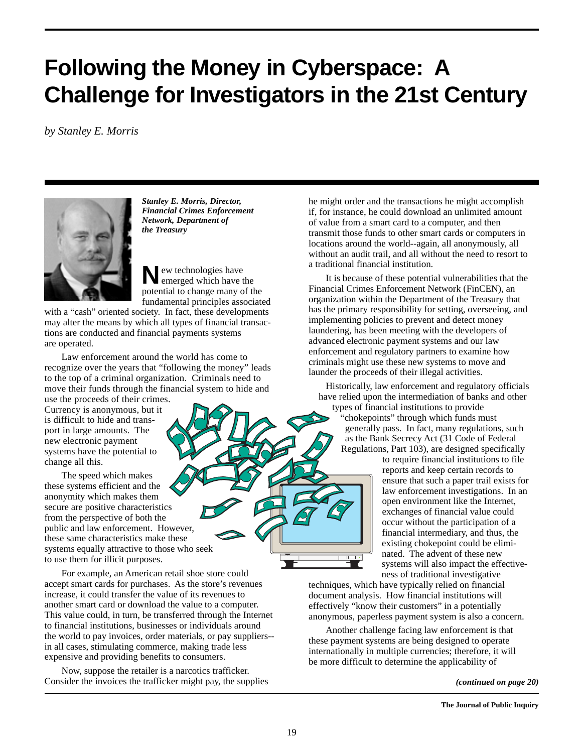# Following the Money in Cyberspace: A Challenge for Investigators in the 21st Century

*by Stanley E. Morris*

***Stanley E. Morris, Director, Financial Crimes Enforcement Network, Department of the Treasury***

New technologies have emerged which have the potential to change many of the fundamental principles associated with a "cash" oriented society. In fact, these developments may alter the means by which all types of financial transactions are conducted and financial payments systems are operated.

Law enforcement around the world has come to recognize over the years that "following the money" leads to the top of a criminal organization. Criminals need to move their funds through the financial system to hide and use the proceeds of their crimes. Currency is anonymous, but it is difficult to hide and transport in large amounts. The new electronic payment systems have the potential to change all this.

The speed which makes these systems efficient and the anonymity which makes them secure are positive characteristics from the perspective of both the public and law enforcement. However, these same characteristics make these systems equally attractive to those who seek to use them for illicit purposes.

For example, an American retail shoe store could accept smart cards for purchases. As the store's revenues increase, it could transfer the value of its revenues to another smart card or download the value to a computer. This value could, in turn, be transferred through the Internet to financial institutions, businesses or individuals around the world to pay invoices, order materials, or pay suppliers--in all cases, stimulating commerce, making trade less expensive and providing benefits to consumers.

Now, suppose the retailer is a narcotics trafficker. Consider the invoices the trafficker might pay, the supplies he might order and the transactions he might accomplish if, for instance, he could download an unlimited amount of value from a smart card to a computer, and then transmit those funds to other smart cards or computers in locations around the world--again, all anonymously, all without an audit trail, and all without the need to resort to a traditional financial institution.

It is because of these potential vulnerabilities that the Financial Crimes Enforcement Network (FinCEN), an organization within the Department of the Treasury that has the primary responsibility for setting, overseeing, and implementing policies to prevent and detect money laundering, has been meeting with the developers of advanced electronic payment systems and our law enforcement and regulatory partners to examine how criminals might use these new systems to move and launder the proceeds of their illegal activities.

Historically, law enforcement and regulatory officials have relied upon the intermediation of banks and other types of financial institutions to provide "chokepoints" through which funds must generally pass. In fact, many regulations, such as the Bank Secrecy Act (31 Code of Federal Regulations, Part 103), are designed specifically to require financial institutions to file reports and keep certain records to ensure that such a paper trail exists for law enforcement investigations. In an open environment like the Internet, exchanges of financial value could occur without the participation of a financial intermediary, and thus, the existing chokepoint could be eliminated. The advent of these new systems will also impact the effectiveness of traditional investigative techniques, which have typically relied on financial document analysis. How financial institutions will effectively "know their customers" in a potentially anonymous, paperless payment system is also a concern.

Another challenge facing law enforcement is that these payment systems are being designed to operate internationally in multiple currencies; therefore, it will be more difficult to determine the applicability of

*(continued on page 20)*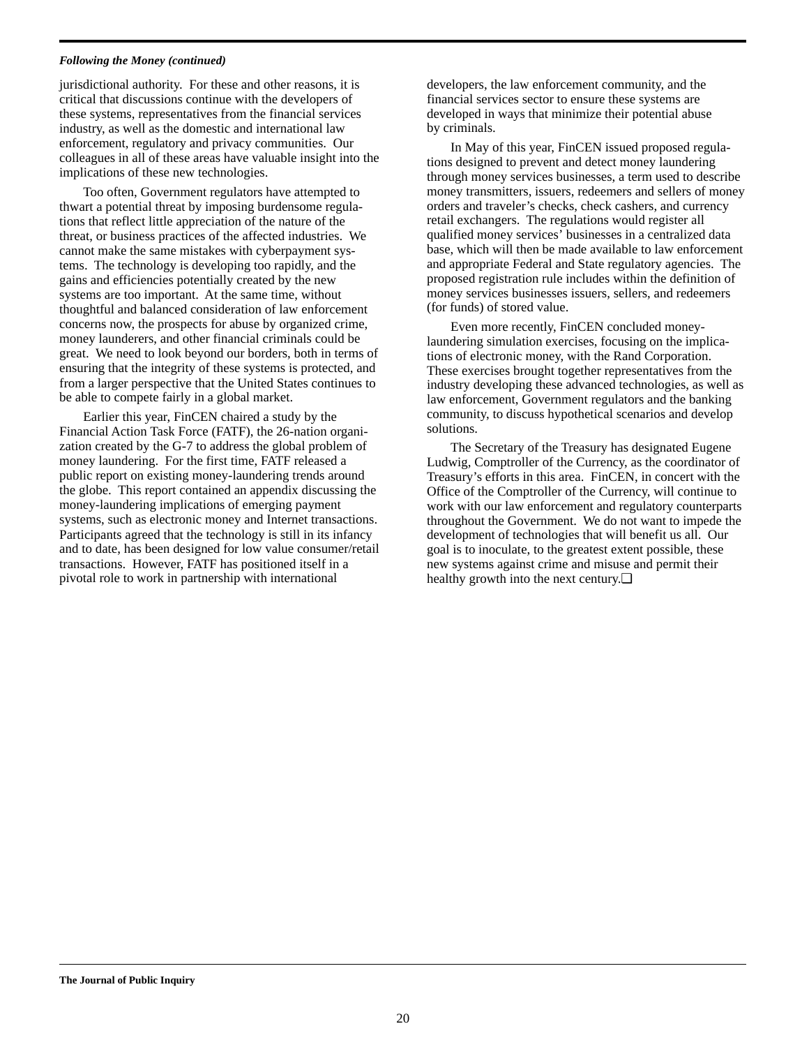*Following the Money (continued)*

jurisdictional authority. For these and other reasons, it is critical that discussions continue with the developers of these systems, representatives from the financial services industry, as well as the domestic and international law enforcement, regulatory and privacy communities. Our colleagues in all of these areas have valuable insight into the implications of these new technologies.

Too often, Government regulators have attempted to thwart a potential threat by imposing burdensome regulations that reflect little appreciation of the nature of the threat, or business practices of the affected industries. We cannot make the same mistakes with cyberpayment systems. The technology is developing too rapidly, and the gains and efficiencies potentially created by the new systems are too important. At the same time, without thoughtful and balanced consideration of law enforcement concerns now, the prospects for abuse by organized crime, money launderers, and other financial criminals could be great. We need to look beyond our borders, both in terms of ensuring that the integrity of these systems is protected, and from a larger perspective that the United States continues to be able to compete fairly in a global market.

Earlier this year, FinCEN chaired a study by the Financial Action Task Force (FATF), the 26-nation organization created by the G-7 to address the global problem of money laundering. For the first time, FATF released a public report on existing money-laundering trends around the globe. This report contained an appendix discussing the money-laundering implications of emerging payment systems, such as electronic money and Internet transactions. Participants agreed that the technology is still in its infancy and to date, has been designed for low value consumer/retail transactions. However, FATF has positioned itself in a pivotal role to work in partnership with international developers, the law enforcement community, and the financial services sector to ensure these systems are developed in ways that minimize their potential abuse by criminals.

In May of this year, FinCEN issued proposed regulations designed to prevent and detect money laundering through money services businesses, a term used to describe money transmitters, issuers, redeemers and sellers of money orders and traveler's checks, check cashers, and currency retail exchangers. The regulations would register all qualified money services' businesses in a centralized data base, which will then be made available to law enforcement and appropriate Federal and State regulatory agencies. The proposed registration rule includes within the definition of money services businesses issuers, sellers, and redeemers (for funds) of stored value.

Even more recently, FinCEN concluded money-laundering simulation exercises, focusing on the implications of electronic money, with the Rand Corporation. These exercises brought together representatives from the industry developing these advanced technologies, as well as law enforcement, Government regulators and the banking community, to discuss hypothetical scenarios and develop solutions.

The Secretary of the Treasury has designated Eugene Ludwig, Comptroller of the Currency, as the coordinator of Treasury's efforts in this area. FinCEN, in concert with the Office of the Comptroller of the Currency, will continue to work with our law enforcement and regulatory counterparts throughout the Government. We do not want to impede the development of technologies that will benefit us all. Our goal is to inoculate, to the greatest extent possible, these new systems against crime and misuse and permit their healthy growth into the next century.❑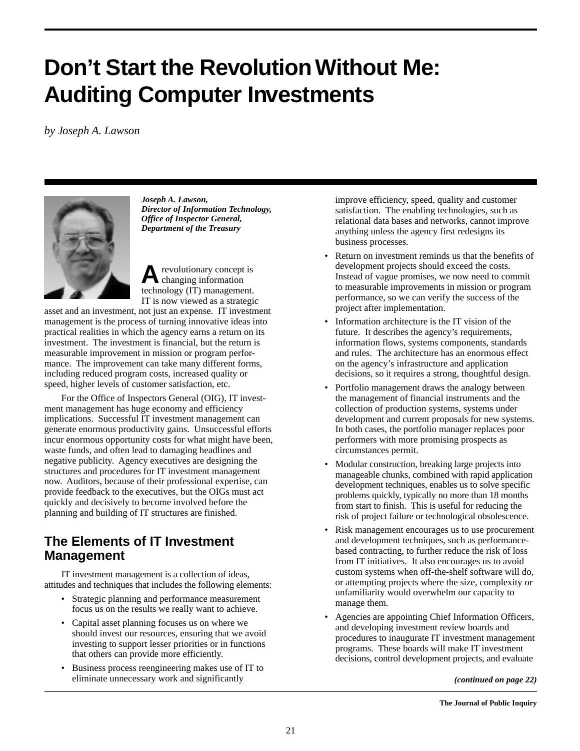# Don't Start the Revolution Without Me: Auditing Computer Investments

*by Joseph A. Lawson*

***Joseph A. Lawson, Director of Information Technology, Office of Inspector General, Department of the Treasury***

A revolutionary concept is changing information technology (IT) management. IT is now viewed as a strategic asset and an investment, not just an expense. IT investment management is the process of turning innovative ideas into practical realities in which the agency earns a return on its investment. The investment is financial, but the return is measurable improvement in mission or program performance. The improvement can take many different forms, including reduced program costs, increased quality or speed, higher levels of customer satisfaction, etc.

For the Office of Inspectors General (OIG), IT investment management has huge economy and efficiency implications. Successful IT investment management can generate enormous productivity gains. Unsuccessful efforts incur enormous opportunity costs for what might have been, waste funds, and often lead to damaging headlines and negative publicity. Agency executives are designing the structures and procedures for IT investment management now. Auditors, because of their professional expertise, can provide feedback to the executives, but the OIGs must act quickly and decisively to become involved before the planning and building of IT structures are finished.

## The Elements of IT Investment Management

IT investment management is a collection of ideas, attitudes and techniques that includes the following elements:

- Strategic planning and performance measurement focus us on the results we really want to achieve.
- Capital asset planning focuses us on where we should invest our resources, ensuring that we avoid investing to support lesser priorities or in functions that others can provide more efficiently.
- Business process reengineering makes use of IT to eliminate unnecessary work and significantly improve efficiency, speed, quality and customer satisfaction. The enabling technologies, such as relational data bases and networks, cannot improve anything unless the agency first redesigns its business processes.
- Return on investment reminds us that the benefits of development projects should exceed the costs. Instead of vague promises, we now need to commit to measurable improvements in mission or program performance, so we can verify the success of the project after implementation.
- Information architecture is the IT vision of the future. It describes the agency's requirements, information flows, systems components, standards and rules. The architecture has an enormous effect on the agency's infrastructure and application decisions, so it requires a strong, thoughtful design.
- Portfolio management draws the analogy between the management of financial instruments and the collection of production systems, systems under development and current proposals for new systems. In both cases, the portfolio manager replaces poor performers with more promising prospects as circumstances permit.
- Modular construction, breaking large projects into manageable chunks, combined with rapid application development techniques, enables us to solve specific problems quickly, typically no more than 18 months from start to finish. This is useful for reducing the risk of project failure or technological obsolescence.
- Risk management encourages us to use procurement and development techniques, such as performance-based contracting, to further reduce the risk of loss from IT initiatives. It also encourages us to avoid custom systems when off-the-shelf software will do, or attempting projects where the size, complexity or unfamiliarity would overwhelm our capacity to manage them.
- Agencies are appointing Chief Information Officers, and developing investment review boards and procedures to inaugurate IT investment management programs. These boards will make IT investment decisions, control development projects, and evaluate

***(continued on page 22)***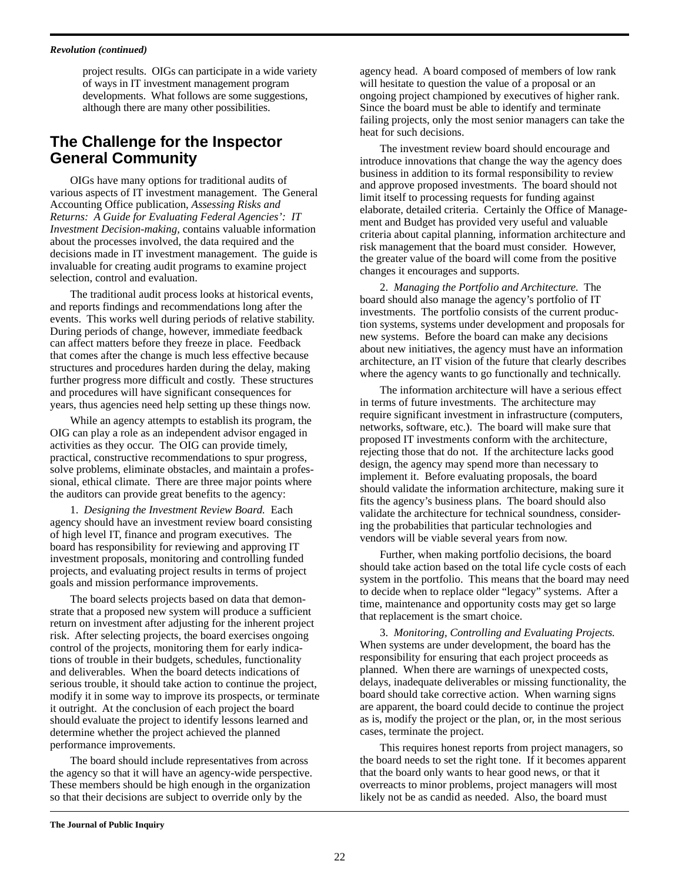*Revolution (continued)*

project results. OIGs can participate in a wide variety of ways in IT investment management program developments. What follows are some suggestions, although there are many other possibilities.

## The Challenge for the Inspector General Community

OIGs have many options for traditional audits of various aspects of IT investment management. The General Accounting Office publication, *Assessing Risks and Returns: A Guide for Evaluating Federal Agencies': IT Investment Decision-making,* contains valuable information about the processes involved, the data required and the decisions made in IT investment management. The guide is invaluable for creating audit programs to examine project selection, control and evaluation.

The traditional audit process looks at historical events, and reports findings and recommendations long after the events. This works well during periods of relative stability. During periods of change, however, immediate feedback can affect matters before they freeze in place. Feedback that comes after the change is much less effective because structures and procedures harden during the delay, making further progress more difficult and costly. These structures and procedures will have significant consequences for years, thus agencies need help setting up these things now.

While an agency attempts to establish its program, the OIG can play a role as an independent advisor engaged in activities as they occur. The OIG can provide timely, practical, constructive recommendations to spur progress, solve problems, eliminate obstacles, and maintain a professional, ethical climate. There are three major points where the auditors can provide great benefits to the agency:

1. *Designing the Investment Review Board.* Each agency should have an investment review board consisting of high level IT, finance and program executives. The board has responsibility for reviewing and approving IT investment proposals, monitoring and controlling funded projects, and evaluating project results in terms of project goals and mission performance improvements.

The board selects projects based on data that demonstrate that a proposed new system will produce a sufficient return on investment after adjusting for the inherent project risk. After selecting projects, the board exercises ongoing control of the projects, monitoring them for early indications of trouble in their budgets, schedules, functionality and deliverables. When the board detects indications of serious trouble, it should take action to continue the project, modify it in some way to improve its prospects, or terminate it outright. At the conclusion of each project the board should evaluate the project to identify lessons learned and determine whether the project achieved the planned performance improvements.

The board should include representatives from across the agency so that it will have an agency-wide perspective. These members should be high enough in the organization so that their decisions are subject to override only by the agency head. A board composed of members of low rank will hesitate to question the value of a proposal or an ongoing project championed by executives of higher rank. Since the board must be able to identify and terminate failing projects, only the most senior managers can take the heat for such decisions.

The investment review board should encourage and introduce innovations that change the way the agency does business in addition to its formal responsibility to review and approve proposed investments. The board should not limit itself to processing requests for funding against elaborate, detailed criteria. Certainly the Office of Management and Budget has provided very useful and valuable criteria about capital planning, information architecture and risk management that the board must consider. However, the greater value of the board will come from the positive changes it encourages and supports.

2. *Managing the Portfolio and Architecture.* The board should also manage the agency's portfolio of IT investments. The portfolio consists of the current production systems, systems under development and proposals for new systems. Before the board can make any decisions about new initiatives, the agency must have an information architecture, an IT vision of the future that clearly describes where the agency wants to go functionally and technically.

The information architecture will have a serious effect in terms of future investments. The architecture may require significant investment in infrastructure (computers, networks, software, etc.). The board will make sure that proposed IT investments conform with the architecture, rejecting those that do not. If the architecture lacks good design, the agency may spend more than necessary to implement it. Before evaluating proposals, the board should validate the information architecture, making sure it fits the agency's business plans. The board should also validate the architecture for technical soundness, considering the probabilities that particular technologies and vendors will be viable several years from now.

Further, when making portfolio decisions, the board should take action based on the total life cycle costs of each system in the portfolio. This means that the board may need to decide when to replace older "legacy" systems. After a time, maintenance and opportunity costs may get so large that replacement is the smart choice.

3. *Monitoring, Controlling and Evaluating Projects.* When systems are under development, the board has the responsibility for ensuring that each project proceeds as planned. When there are warnings of unexpected costs, delays, inadequate deliverables or missing functionality, the board should take corrective action. When warning signs are apparent, the board could decide to continue the project as is, modify the project or the plan, or, in the most serious cases, terminate the project.

This requires honest reports from project managers, so the board needs to set the right tone. If it becomes apparent that the board only wants to hear good news, or that it overreacts to minor problems, project managers will most likely not be as candid as needed. Also, the board must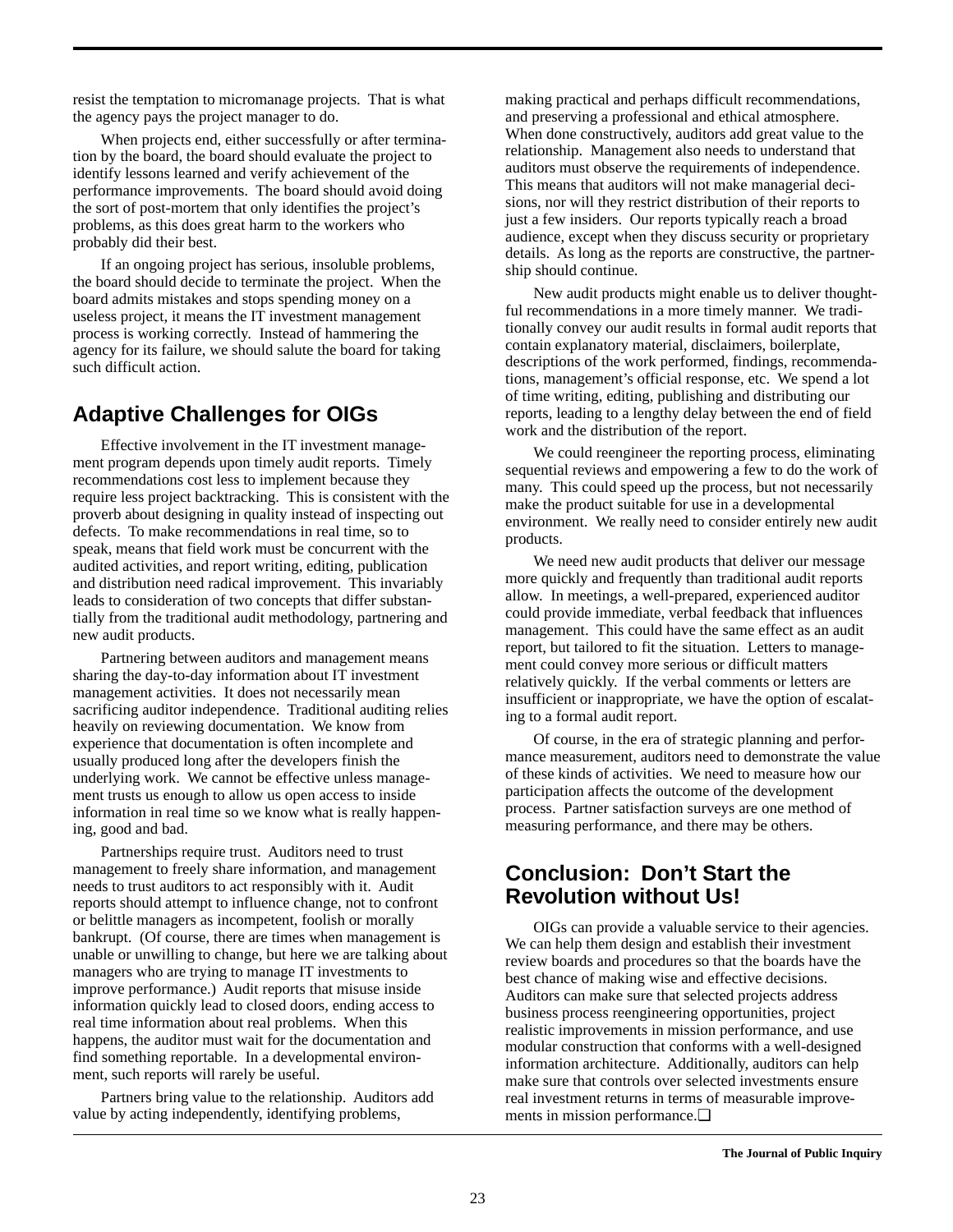resist the temptation to micromanage projects. That is what the agency pays the project manager to do.

When projects end, either successfully or after termination by the board, the board should evaluate the project to identify lessons learned and verify achievement of the performance improvements. The board should avoid doing the sort of post-mortem that only identifies the project's problems, as this does great harm to the workers who probably did their best.

If an ongoing project has serious, insoluble problems, the board should decide to terminate the project. When the board admits mistakes and stops spending money on a useless project, it means the IT investment management process is working correctly. Instead of hammering the agency for its failure, we should salute the board for taking such difficult action.

## Adaptive Challenges for OIGs

Effective involvement in the IT investment management program depends upon timely audit reports. Timely recommendations cost less to implement because they require less project backtracking. This is consistent with the proverb about designing in quality instead of inspecting out defects. To make recommendations in real time, so to speak, means that field work must be concurrent with the audited activities, and report writing, editing, publication and distribution need radical improvement. This invariably leads to consideration of two concepts that differ substantially from the traditional audit methodology, partnering and new audit products.

Partnering between auditors and management means sharing the day-to-day information about IT investment management activities. It does not necessarily mean sacrificing auditor independence. Traditional auditing relies heavily on reviewing documentation. We know from experience that documentation is often incomplete and usually produced long after the developers finish the underlying work. We cannot be effective unless management trusts us enough to allow us open access to inside information in real time so we know what is really happening, good and bad.

Partnerships require trust. Auditors need to trust management to freely share information, and management needs to trust auditors to act responsibly with it. Audit reports should attempt to influence change, not to confront or belittle managers as incompetent, foolish or morally bankrupt. (Of course, there are times when management is unable or unwilling to change, but here we are talking about managers who are trying to manage IT investments to improve performance.) Audit reports that misuse inside information quickly lead to closed doors, ending access to real time information about real problems. When this happens, the auditor must wait for the documentation and find something reportable. In a developmental environment, such reports will rarely be useful.

Partners bring value to the relationship. Auditors add value by acting independently, identifying problems, making practical and perhaps difficult recommendations, and preserving a professional and ethical atmosphere. When done constructively, auditors add great value to the relationship. Management also needs to understand that auditors must observe the requirements of independence. This means that auditors will not make managerial decisions, nor will they restrict distribution of their reports to just a few insiders. Our reports typically reach a broad audience, except when they discuss security or proprietary details. As long as the reports are constructive, the partnership should continue.

New audit products might enable us to deliver thoughtful recommendations in a more timely manner. We traditionally convey our audit results in formal audit reports that contain explanatory material, disclaimers, boilerplate, descriptions of the work performed, findings, recommendations, management's official response, etc. We spend a lot of time writing, editing, publishing and distributing our reports, leading to a lengthy delay between the end of field work and the distribution of the report.

We could reengineer the reporting process, eliminating sequential reviews and empowering a few to do the work of many. This could speed up the process, but not necessarily make the product suitable for use in a developmental environment. We really need to consider entirely new audit products.

We need new audit products that deliver our message more quickly and frequently than traditional audit reports allow. In meetings, a well-prepared, experienced auditor could provide immediate, verbal feedback that influences management. This could have the same effect as an audit report, but tailored to fit the situation. Letters to management could convey more serious or difficult matters relatively quickly. If the verbal comments or letters are insufficient or inappropriate, we have the option of escalating to a formal audit report.

Of course, in the era of strategic planning and performance measurement, auditors need to demonstrate the value of these kinds of activities. We need to measure how our participation affects the outcome of the development process. Partner satisfaction surveys are one method of measuring performance, and there may be others.

## Conclusion: Don't Start the Revolution without Us!

OIGs can provide a valuable service to their agencies. We can help them design and establish their investment review boards and procedures so that the boards have the best chance of making wise and effective decisions. Auditors can make sure that selected projects address business process reengineering opportunities, project realistic improvements in mission performance, and use modular construction that conforms with a well-designed information architecture. Additionally, auditors can help make sure that controls over selected investments ensure real investment returns in terms of measurable improvements in mission performance.❑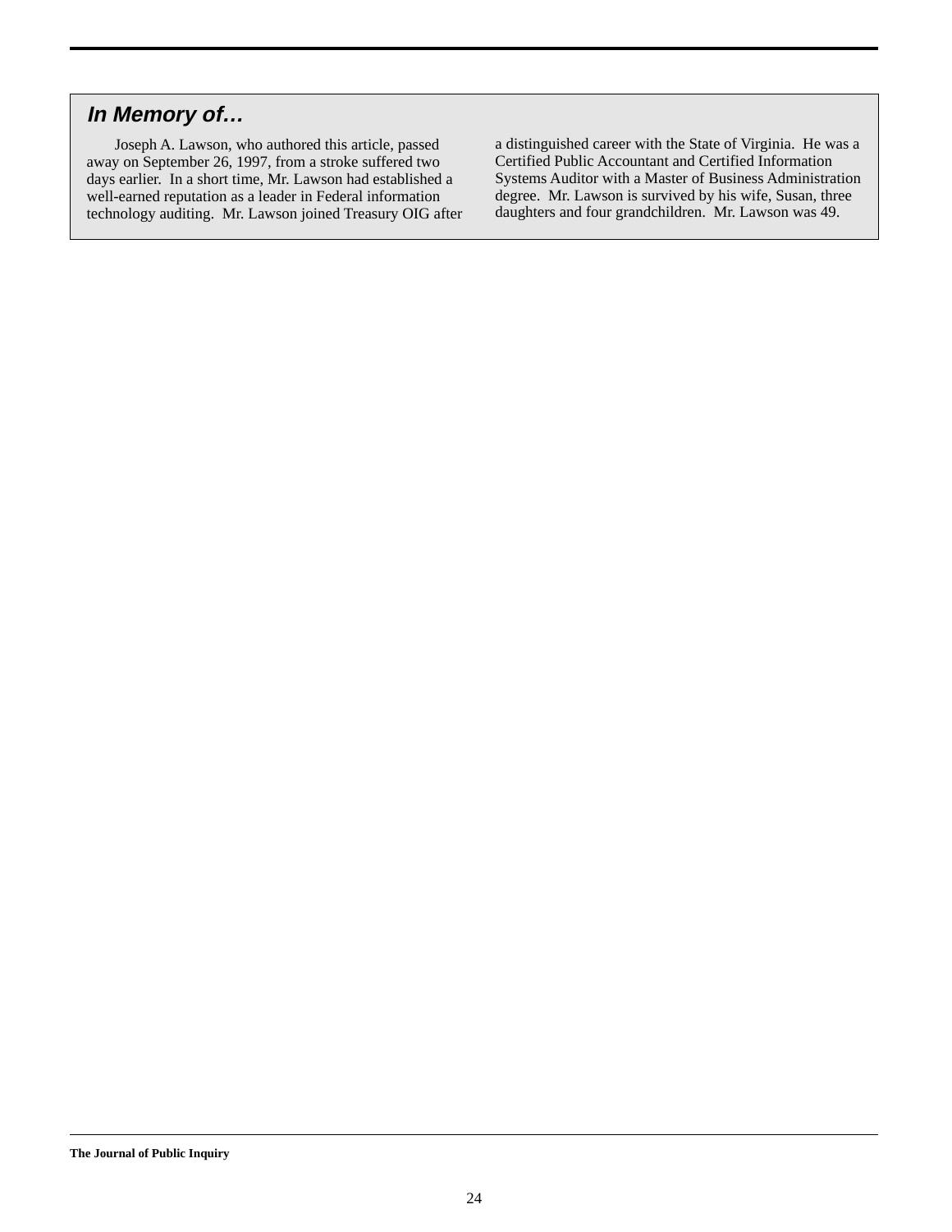## *In Memory of…*

Joseph A. Lawson, who authored this article, passed away on September 26, 1997, from a stroke suffered two days earlier. In a short time, Mr. Lawson had established a well-earned reputation as a leader in Federal information technology auditing. Mr. Lawson joined Treasury OIG after a distinguished career with the State of Virginia. He was a Certified Public Accountant and Certified Information Systems Auditor with a Master of Business Administration degree. Mr. Lawson is survived by his wife, Susan, three daughters and four grandchildren. Mr. Lawson was 49.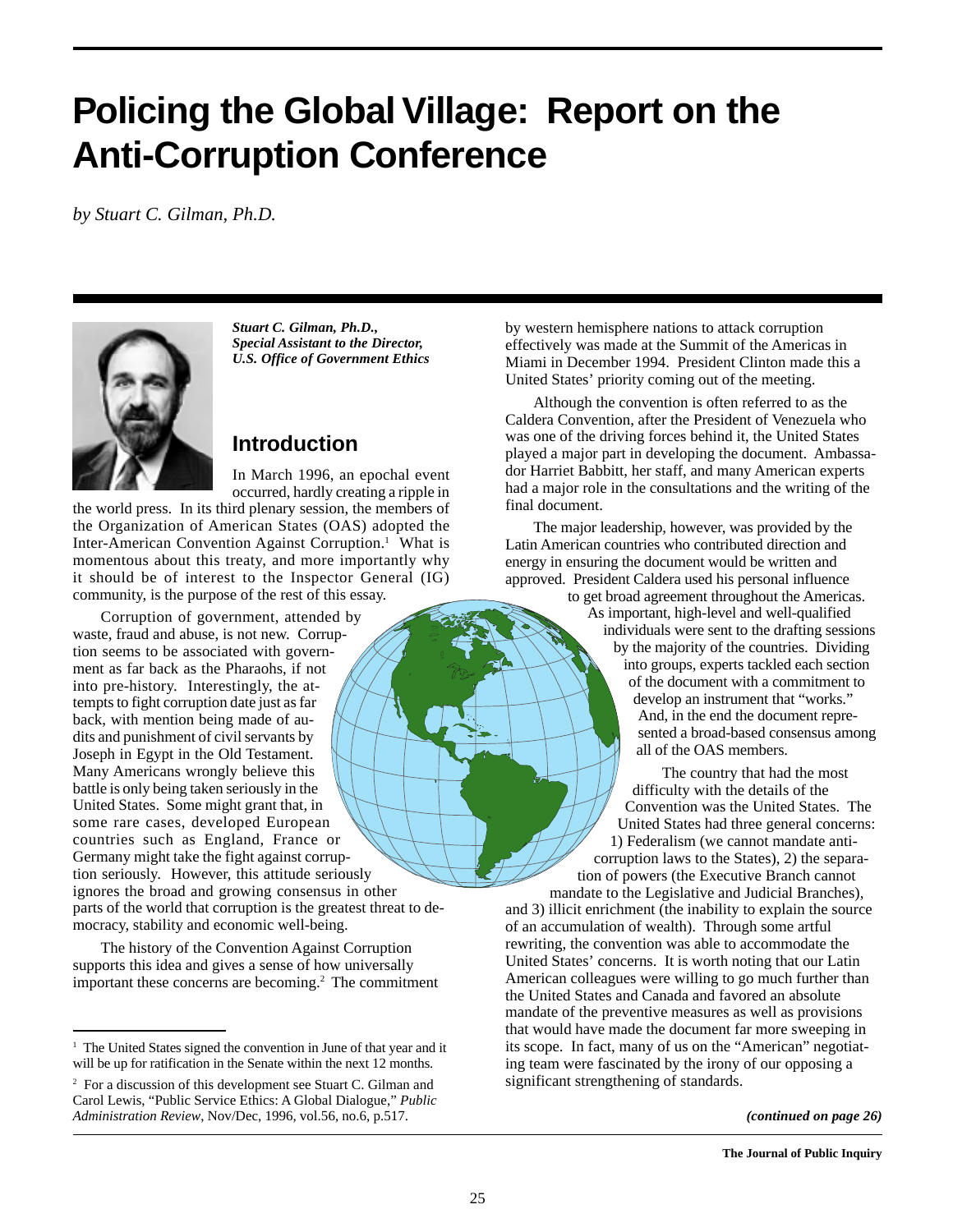# Policing the Global Village: Report on the Anti-Corruption Conference

*by Stuart C. Gilman, Ph.D.*

***Stuart C. Gilman, Ph.D., Special Assistant to the Director, U.S. Office of Government Ethics***

## Introduction

In March 1996, an epochal event occurred, hardly creating a ripple in the world press. In its third plenary session, the members of the Organization of American States (OAS) adopted the Inter-American Convention Against Corruption.[1] What is momentous about this treaty, and more importantly why it should be of interest to the Inspector General (IG) community, is the purpose of the rest of this essay.

Corruption of government, attended by waste, fraud and abuse, is not new. Corruption seems to be associated with government as far back as the Pharaohs, if not into pre-history. Interestingly, the attempts to fight corruption date just as far back, with mention being made of audits and punishment of civil servants by Joseph in Egypt in the Old Testament. Many Americans wrongly believe this battle is only being taken seriously in the United States. Some might grant that, in some rare cases, developed European countries such as England, France or Germany might take the fight against corruption seriously. However, this attitude seriously ignores the broad and growing consensus in other parts of the world that corruption is the greatest threat to democracy, stability and economic well-being.

The history of the Convention Against Corruption supports this idea and gives a sense of how universally important these concerns are becoming.[2] The commitment by western hemisphere nations to attack corruption effectively was made at the Summit of the Americas in Miami in December 1994. President Clinton made this a United States' priority coming out of the meeting.

Although the convention is often referred to as the Caldera Convention, after the President of Venezuela who was one of the driving forces behind it, the United States played a major part in developing the document. Ambassador Harriet Babbitt, her staff, and many American experts had a major role in the consultations and the writing of the final document.

The major leadership, however, was provided by the Latin American countries who contributed direction and energy in ensuring the document would be written and approved. President Caldera used his personal influence to get broad agreement throughout the Americas. As important, high-level and well-qualified individuals were sent to the drafting sessions by the majority of the countries. Dividing into groups, experts tackled each section of the document with a commitment to develop an instrument that "works." And, in the end the document represented a broad-based consensus among all of the OAS members.

The country that had the most difficulty with the details of the Convention was the United States. The United States had three general concerns: 1) Federalism (we cannot mandate anti-corruption laws to the States), 2) the separation of powers (the Executive Branch cannot mandate to the Legislative and Judicial Branches), and 3) illicit enrichment (the inability to explain the source of an accumulation of wealth). Through some artful rewriting, the convention was able to accommodate the United States' concerns. It is worth noting that our Latin American colleagues were willing to go much further than the United States and Canada and favored an absolute mandate of the preventive measures as well as provisions that would have made the document far more sweeping in its scope. In fact, many of us on the "American" negotiating team were fascinated by the irony of our opposing a significant strengthening of standards.

***(continued on page 26)***

---

[1] The United States signed the convention in June of that year and it will be up for ratification in the Senate within the next 12 months.

[2] For a discussion of this development see Stuart C. Gilman and Carol Lewis, "Public Service Ethics: A Global Dialogue," *Public Administration Review*, Nov/Dec, 1996, vol.56, no.6, p.517.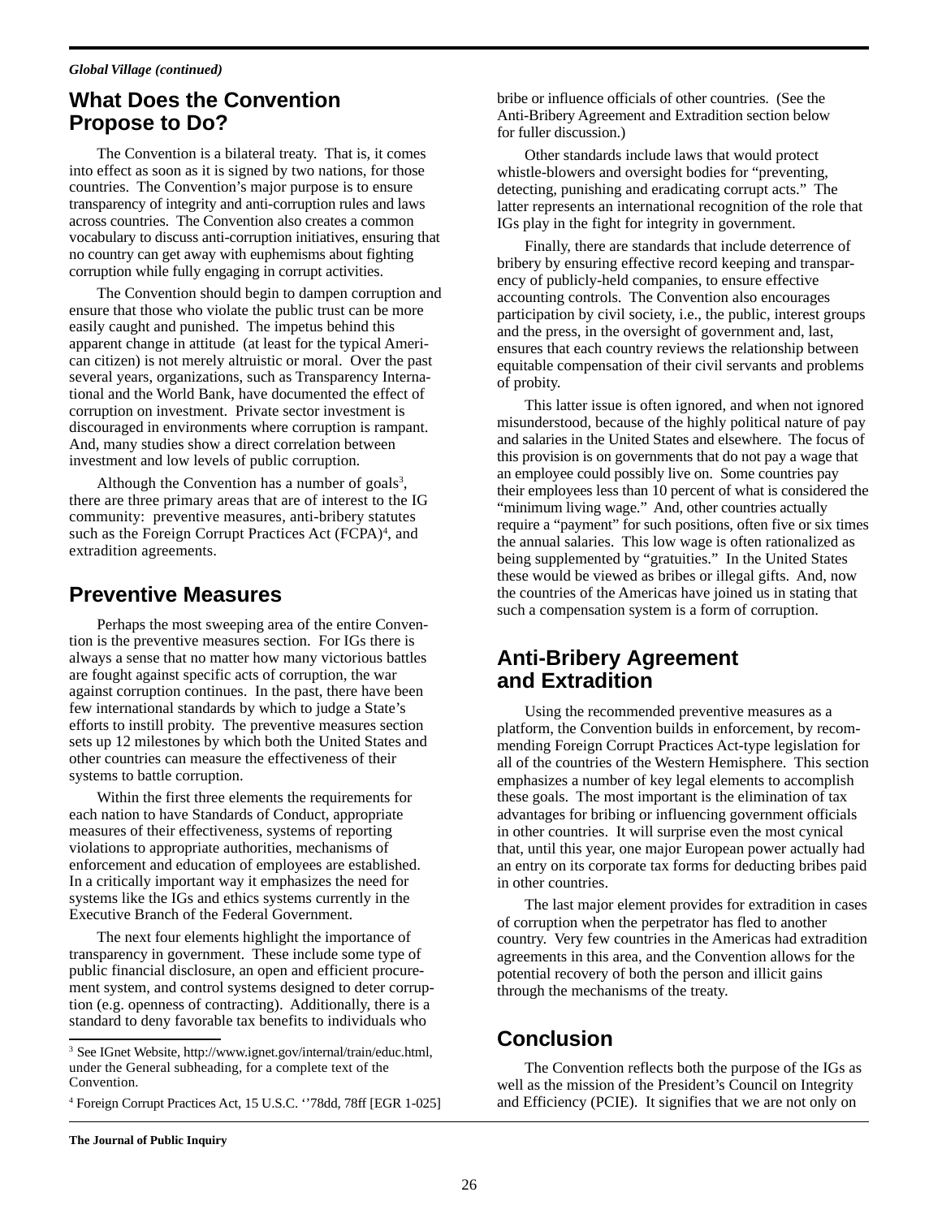*Global Village (continued)*

## What Does the Convention Propose to Do?

The Convention is a bilateral treaty. That is, it comes into effect as soon as it is signed by two nations, for those countries. The Convention's major purpose is to ensure transparency of integrity and anti-corruption rules and laws across countries. The Convention also creates a common vocabulary to discuss anti-corruption initiatives, ensuring that no country can get away with euphemisms about fighting corruption while fully engaging in corrupt activities.

The Convention should begin to dampen corruption and ensure that those who violate the public trust can be more easily caught and punished. The impetus behind this apparent change in attitude (at least for the typical American citizen) is not merely altruistic or moral. Over the past several years, organizations, such as Transparency International and the World Bank, have documented the effect of corruption on investment. Private sector investment is discouraged in environments where corruption is rampant. And, many studies show a direct correlation between investment and low levels of public corruption.

Although the Convention has a number of goals[3], there are three primary areas that are of interest to the IG community: preventive measures, anti-bribery statutes such as the Foreign Corrupt Practices Act (FCPA)[4], and extradition agreements.

## Preventive Measures

Perhaps the most sweeping area of the entire Convention is the preventive measures section. For IGs there is always a sense that no matter how many victorious battles are fought against specific acts of corruption, the war against corruption continues. In the past, there have been few international standards by which to judge a State's efforts to instill probity. The preventive measures section sets up 12 milestones by which both the United States and other countries can measure the effectiveness of their systems to battle corruption.

Within the first three elements the requirements for each nation to have Standards of Conduct, appropriate measures of their effectiveness, systems of reporting violations to appropriate authorities, mechanisms of enforcement and education of employees are established. In a critically important way it emphasizes the need for systems like the IGs and ethics systems currently in the Executive Branch of the Federal Government.

The next four elements highlight the importance of transparency in government. These include some type of public financial disclosure, an open and efficient procurement system, and control systems designed to deter corruption (e.g. openness of contracting). Additionally, there is a standard to deny favorable tax benefits to individuals who bribe or influence officials of other countries. (See the Anti-Bribery Agreement and Extradition section below for fuller discussion.)

Other standards include laws that would protect whistle-blowers and oversight bodies for "preventing, detecting, punishing and eradicating corrupt acts." The latter represents an international recognition of the role that IGs play in the fight for integrity in government.

Finally, there are standards that include deterrence of bribery by ensuring effective record keeping and transparency of publicly-held companies, to ensure effective accounting controls. The Convention also encourages participation by civil society, i.e., the public, interest groups and the press, in the oversight of government and, last, ensures that each country reviews the relationship between equitable compensation of their civil servants and problems of probity.

This latter issue is often ignored, and when not ignored misunderstood, because of the highly political nature of pay and salaries in the United States and elsewhere. The focus of this provision is on governments that do not pay a wage that an employee could possibly live on. Some countries pay their employees less than 10 percent of what is considered the "minimum living wage." And, other countries actually require a "payment" for such positions, often five or six times the annual salaries. This low wage is often rationalized as being supplemented by "gratuities." In the United States these would be viewed as bribes or illegal gifts. And, now the countries of the Americas have joined us in stating that such a compensation system is a form of corruption.

## Anti-Bribery Agreement and Extradition

Using the recommended preventive measures as a platform, the Convention builds in enforcement, by recommending Foreign Corrupt Practices Act-type legislation for all of the countries of the Western Hemisphere. This section emphasizes a number of key legal elements to accomplish these goals. The most important is the elimination of tax advantages for bribing or influencing government officials in other countries. It will surprise even the most cynical that, until this year, one major European power actually had an entry on its corporate tax forms for deducting bribes paid in other countries.

The last major element provides for extradition in cases of corruption when the perpetrator has fled to another country. Very few countries in the Americas had extradition agreements in this area, and the Convention allows for the potential recovery of both the person and illicit gains through the mechanisms of the treaty.

## Conclusion

The Convention reflects both the purpose of the IGs as well as the mission of the President's Council on Integrity and Efficiency (PCIE). It signifies that we are not only on

---

[3] See IGnet Website, http://www.ignet.gov/internal/train/educ.html, under the General subheading, for a complete text of the Convention.

[4] Foreign Corrupt Practices Act, 15 U.S.C. ''78dd, 78ff [EGR 1-025]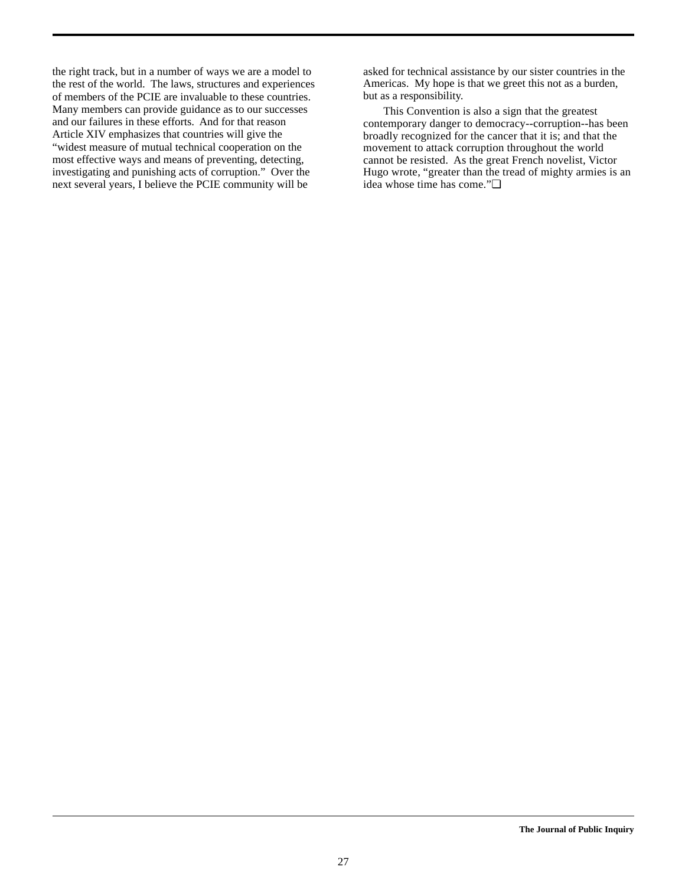the right track, but in a number of ways we are a model to the rest of the world. The laws, structures and experiences of members of the PCIE are invaluable to these countries. Many members can provide guidance as to our successes and our failures in these efforts. And for that reason Article XIV emphasizes that countries will give the "widest measure of mutual technical cooperation on the most effective ways and means of preventing, detecting, investigating and punishing acts of corruption." Over the next several years, I believe the PCIE community will be asked for technical assistance by our sister countries in the Americas. My hope is that we greet this not as a burden, but as a responsibility.

This Convention is also a sign that the greatest contemporary danger to democracy--corruption--has been broadly recognized for the cancer that it is; and that the movement to attack corruption throughout the world cannot be resisted. As the great French novelist, Victor Hugo wrote, "greater than the tread of mighty armies is an idea whose time has come."❑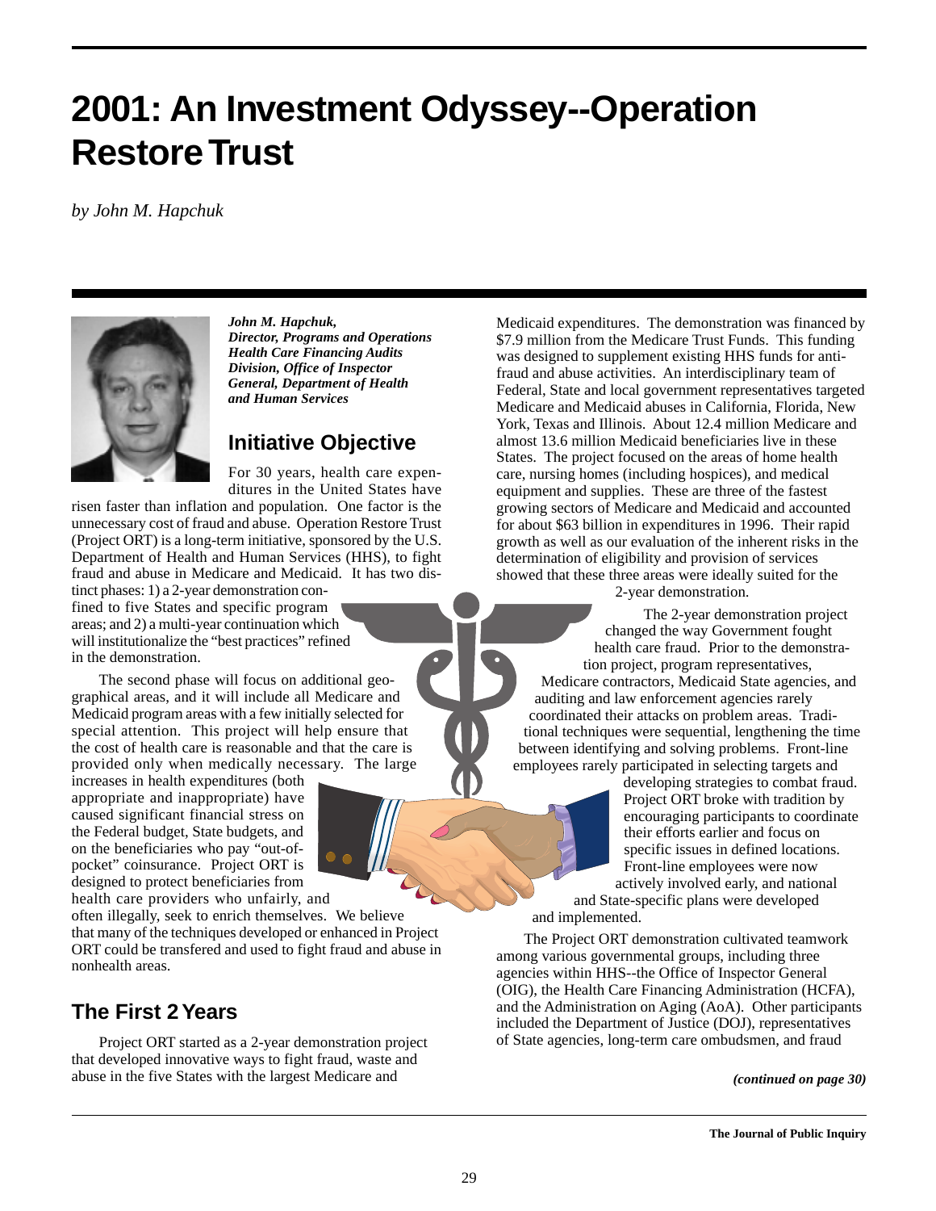# 2001: An Investment Odyssey--Operation Restore Trust

*by John M. Hapchuk*

***John M. Hapchuk, Director, Programs and Operations Health Care Financing Audits Division, Office of Inspector General, Department of Health and Human Services***

## Initiative Objective

For 30 years, health care expenditures in the United States have risen faster than inflation and population. One factor is the unnecessary cost of fraud and abuse. Operation Restore Trust (Project ORT) is a long-term initiative, sponsored by the U.S. Department of Health and Human Services (HHS), to fight fraud and abuse in Medicare and Medicaid. It has two distinct phases: 1) a 2-year demonstration confined to five States and specific program areas; and 2) a multi-year continuation which will institutionalize the "best practices" refined in the demonstration.

The second phase will focus on additional geographical areas, and it will include all Medicare and Medicaid program areas with a few initially selected for special attention. This project will help ensure that the cost of health care is reasonable and that the care is provided only when medically necessary. The large increases in health expenditures (both appropriate and inappropriate) have caused significant financial stress on the Federal budget, State budgets, and on the beneficiaries who pay "out-of-pocket" coinsurance. Project ORT is designed to protect beneficiaries from health care providers who unfairly, and often illegally, seek to enrich themselves. We believe that many of the techniques developed or enhanced in Project ORT could be transfered and used to fight fraud and abuse in nonhealth areas.

## The First 2 Years

Project ORT started as a 2-year demonstration project that developed innovative ways to fight fraud, waste and abuse in the five States with the largest Medicare and Medicaid expenditures. The demonstration was financed by $7.9 million from the Medicare Trust Funds. This funding was designed to supplement existing HHS funds for anti-fraud and abuse activities. An interdisciplinary team of Federal, State and local government representatives targeted Medicare and Medicaid abuses in California, Florida, New York, Texas and Illinois. About 12.4 million Medicare and almost 13.6 million Medicaid beneficiaries live in these States. The project focused on the areas of home health care, nursing homes (including hospices), and medical equipment and supplies. These are three of the fastest growing sectors of Medicare and Medicaid and accounted for about $63 billion in expenditures in 1996. Their rapid growth as well as our evaluation of the inherent risks in the determination of eligibility and provision of services showed that these three areas were ideally suited for the 2-year demonstration.

The 2-year demonstration project changed the way Government fought health care fraud. Prior to the demonstration project, program representatives, Medicare contractors, Medicaid State agencies, and auditing and law enforcement agencies rarely coordinated their attacks on problem areas. Traditional techniques were sequential, lengthening the time between identifying and solving problems. Front-line employees rarely participated in selecting targets and developing strategies to combat fraud. Project ORT broke with tradition by encouraging participants to coordinate their efforts earlier and focus on specific issues in defined locations. Front-line employees were now actively involved early, and national and State-specific plans were developed and implemented.

The Project ORT demonstration cultivated teamwork among various governmental groups, including three agencies within HHS--the Office of Inspector General (OIG), the Health Care Financing Administration (HCFA), and the Administration on Aging (AoA). Other participants included the Department of Justice (DOJ), representatives of State agencies, long-term care ombudsmen, and fraud

*(continued on page 30)*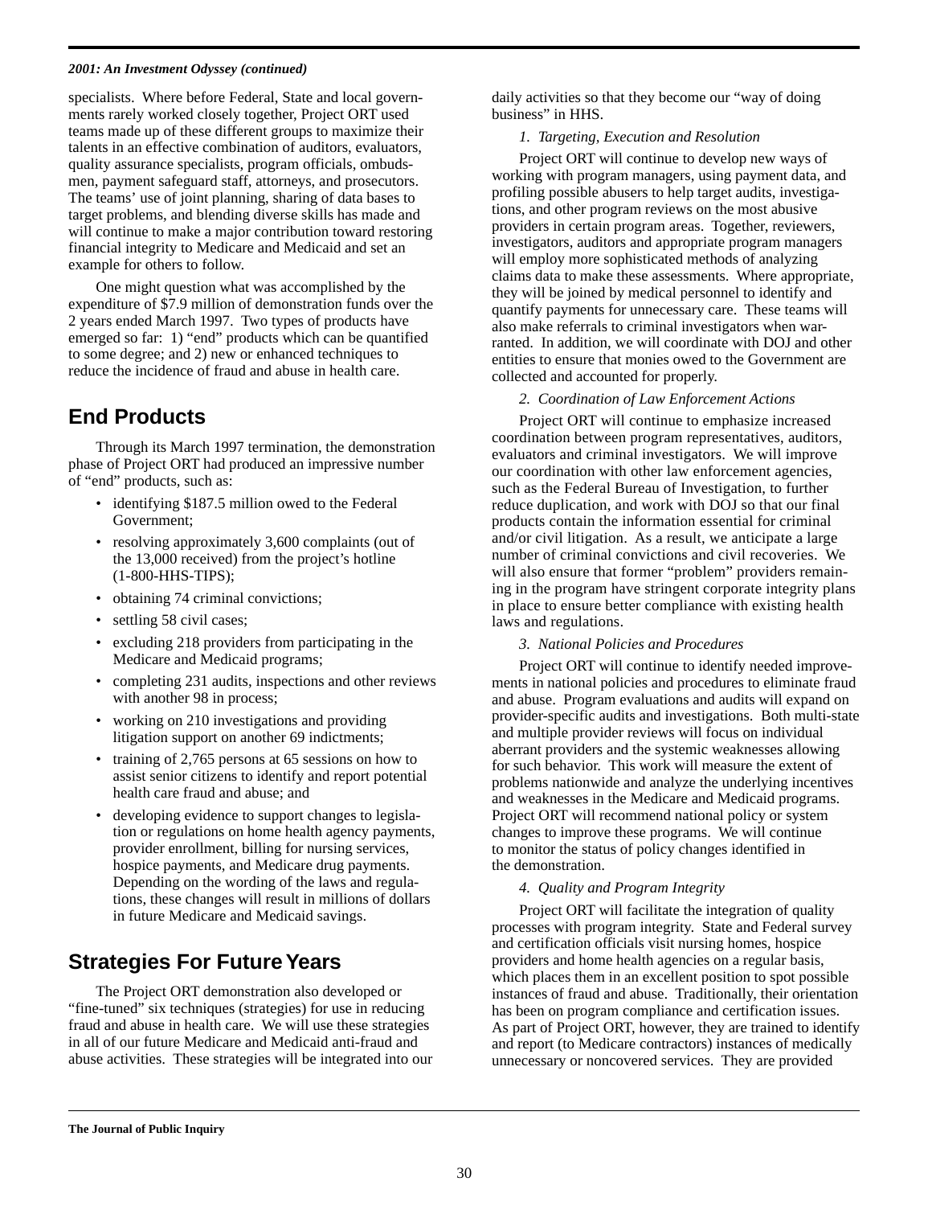specialists. Where before Federal, State and local governments rarely worked closely together, Project ORT used teams made up of these different groups to maximize their talents in an effective combination of auditors, evaluators, quality assurance specialists, program officials, ombudsmen, payment safeguard staff, attorneys, and prosecutors. The teams' use of joint planning, sharing of data bases to target problems, and blending diverse skills has made and will continue to make a major contribution toward restoring financial integrity to Medicare and Medicaid and set an example for others to follow.

One might question what was accomplished by the expenditure of $7.9 million of demonstration funds over the 2 years ended March 1997. Two types of products have emerged so far: 1) "end" products which can be quantified to some degree; and 2) new or enhanced techniques to reduce the incidence of fraud and abuse in health care.

## End Products

Through its March 1997 termination, the demonstration phase of Project ORT had produced an impressive number of "end" products, such as:

- identifying $187.5 million owed to the Federal Government;
- resolving approximately 3,600 complaints (out of the 13,000 received) from the project's hotline (1-800-HHS-TIPS);
- obtaining 74 criminal convictions;
- settling 58 civil cases;
- excluding 218 providers from participating in the Medicare and Medicaid programs;
- completing 231 audits, inspections and other reviews with another 98 in process;
- working on 210 investigations and providing litigation support on another 69 indictments;
- training of 2,765 persons at 65 sessions on how to assist senior citizens to identify and report potential health care fraud and abuse; and
- developing evidence to support changes to legislation or regulations on home health agency payments, provider enrollment, billing for nursing services, hospice payments, and Medicare drug payments. Depending on the wording of the laws and regulations, these changes will result in millions of dollars in future Medicare and Medicaid savings.

## Strategies For Future Years

The Project ORT demonstration also developed or "fine-tuned" six techniques (strategies) for use in reducing fraud and abuse in health care. We will use these strategies in all of our future Medicare and Medicaid anti-fraud and abuse activities. These strategies will be integrated into our daily activities so that they become our "way of doing business" in HHS.

*1. Targeting, Execution and Resolution*

Project ORT will continue to develop new ways of working with program managers, using payment data, and profiling possible abusers to help target audits, investigations, and other program reviews on the most abusive providers in certain program areas. Together, reviewers, investigators, auditors and appropriate program managers will employ more sophisticated methods of analyzing claims data to make these assessments. Where appropriate, they will be joined by medical personnel to identify and quantify payments for unnecessary care. These teams will also make referrals to criminal investigators when warranted. In addition, we will coordinate with DOJ and other entities to ensure that monies owed to the Government are collected and accounted for properly.

*2. Coordination of Law Enforcement Actions*

Project ORT will continue to emphasize increased coordination between program representatives, auditors, evaluators and criminal investigators. We will improve our coordination with other law enforcement agencies, such as the Federal Bureau of Investigation, to further reduce duplication, and work with DOJ so that our final products contain the information essential for criminal and/or civil litigation. As a result, we anticipate a large number of criminal convictions and civil recoveries. We will also ensure that former "problem" providers remaining in the program have stringent corporate integrity plans in place to ensure better compliance with existing health laws and regulations.

*3. National Policies and Procedures*

Project ORT will continue to identify needed improvements in national policies and procedures to eliminate fraud and abuse. Program evaluations and audits will expand on provider-specific audits and investigations. Both multi-state and multiple provider reviews will focus on individual aberrant providers and the systemic weaknesses allowing for such behavior. This work will measure the extent of problems nationwide and analyze the underlying incentives and weaknesses in the Medicare and Medicaid programs. Project ORT will recommend national policy or system changes to improve these programs. We will continue to monitor the status of policy changes identified in the demonstration.

*4. Quality and Program Integrity*

Project ORT will facilitate the integration of quality processes with program integrity. State and Federal survey and certification officials visit nursing homes, hospice providers and home health agencies on a regular basis, which places them in an excellent position to spot possible instances of fraud and abuse. Traditionally, their orientation has been on program compliance and certification issues. As part of Project ORT, however, they are trained to identify and report (to Medicare contractors) instances of medically unnecessary or noncovered services. They are provided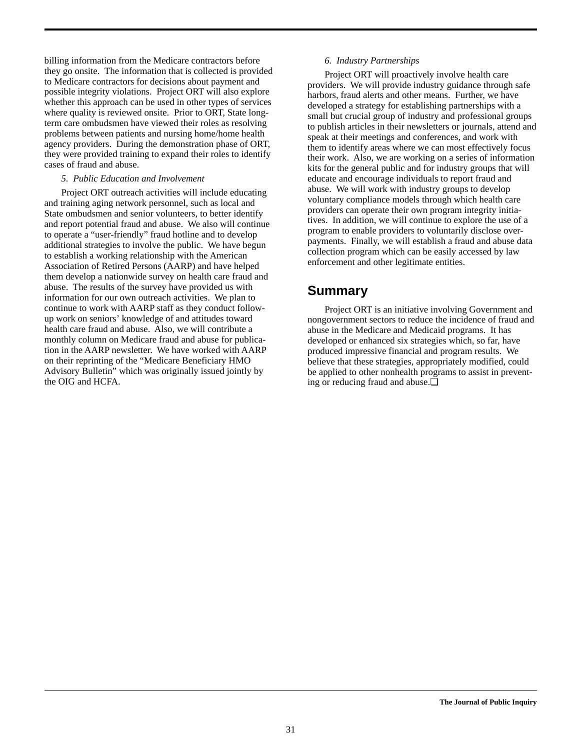billing information from the Medicare contractors before they go onsite. The information that is collected is provided to Medicare contractors for decisions about payment and possible integrity violations. Project ORT will also explore whether this approach can be used in other types of services where quality is reviewed onsite. Prior to ORT, State long-term care ombudsmen have viewed their roles as resolving problems between patients and nursing home/home health agency providers. During the demonstration phase of ORT, they were provided training to expand their roles to identify cases of fraud and abuse.

*5. Public Education and Involvement*

Project ORT outreach activities will include educating and training aging network personnel, such as local and State ombudsmen and senior volunteers, to better identify and report potential fraud and abuse. We also will continue to operate a "user-friendly" fraud hotline and to develop additional strategies to involve the public. We have begun to establish a working relationship with the American Association of Retired Persons (AARP) and have helped them develop a nationwide survey on health care fraud and abuse. The results of the survey have provided us with information for our own outreach activities. We plan to continue to work with AARP staff as they conduct follow-up work on seniors' knowledge of and attitudes toward health care fraud and abuse. Also, we will contribute a monthly column on Medicare fraud and abuse for publication in the AARP newsletter. We have worked with AARP on their reprinting of the "Medicare Beneficiary HMO Advisory Bulletin" which was originally issued jointly by the OIG and HCFA.

*6. Industry Partnerships*

Project ORT will proactively involve health care providers. We will provide industry guidance through safe harbors, fraud alerts and other means. Further, we have developed a strategy for establishing partnerships with a small but crucial group of industry and professional groups to publish articles in their newsletters or journals, attend and speak at their meetings and conferences, and work with them to identify areas where we can most effectively focus their work. Also, we are working on a series of information kits for the general public and for industry groups that will educate and encourage individuals to report fraud and abuse. We will work with industry groups to develop voluntary compliance models through which health care providers can operate their own program integrity initiatives. In addition, we will continue to explore the use of a program to enable providers to voluntarily disclose overpayments. Finally, we will establish a fraud and abuse data collection program which can be easily accessed by law enforcement and other legitimate entities.

## Summary

Project ORT is an initiative involving Government and nongovernment sectors to reduce the incidence of fraud and abuse in the Medicare and Medicaid programs. It has developed or enhanced six strategies which, so far, have produced impressive financial and program results. We believe that these strategies, appropriately modified, could be applied to other nonhealth programs to assist in preventing or reducing fraud and abuse.❑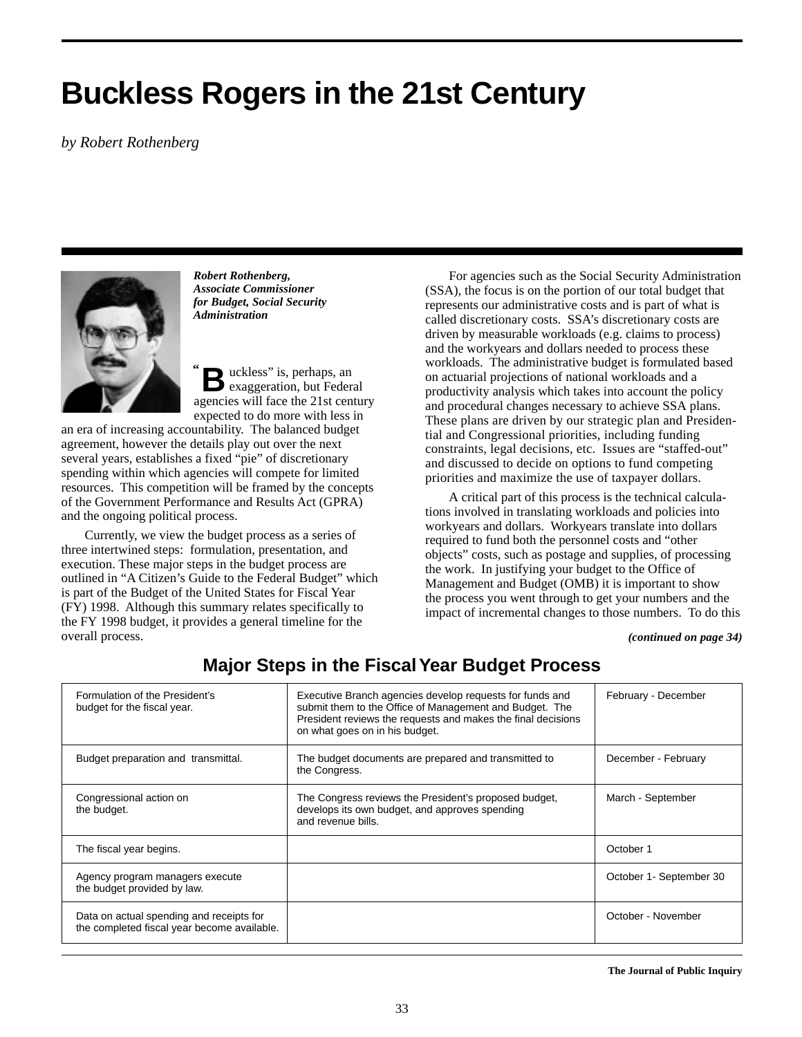# Buckless Rogers in the 21st Century

*by Robert Rothenberg*

***Robert Rothenberg, Associate Commissioner for Budget, Social Security Administration***

"Buckless" is, perhaps, an exaggeration, but Federal agencies will face the 21st century expected to do more with less in an era of increasing accountability. The balanced budget agreement, however the details play out over the next several years, establishes a fixed "pie" of discretionary spending within which agencies will compete for limited resources. This competition will be framed by the concepts of the Government Performance and Results Act (GPRA) and the ongoing political process.

Currently, we view the budget process as a series of three intertwined steps: formulation, presentation, and execution. These major steps in the budget process are outlined in "A Citizen's Guide to the Federal Budget" which is part of the Budget of the United States for Fiscal Year (FY) 1998. Although this summary relates specifically to the FY 1998 budget, it provides a general timeline for the overall process.

For agencies such as the Social Security Administration (SSA), the focus is on the portion of our total budget that represents our administrative costs and is part of what is called discretionary costs. SSA's discretionary costs are driven by measurable workloads (e.g. claims to process) and the workyears and dollars needed to process these workloads. The administrative budget is formulated based on actuarial projections of national workloads and a productivity analysis which takes into account the policy and procedural changes necessary to achieve SSA plans. These plans are driven by our strategic plan and Presidential and Congressional priorities, including funding constraints, legal decisions, etc. Issues are "staffed-out" and discussed to decide on options to fund competing priorities and maximize the use of taxpayer dollars.

A critical part of this process is the technical calculations involved in translating workloads and policies into workyears and dollars. Workyears translate into dollars required to fund both the personnel costs and "other objects" costs, such as postage and supplies, of processing the work. In justifying your budget to the Office of Management and Budget (OMB) it is important to show the process you went through to get your numbers and the impact of incremental changes to those numbers. To do this

***(continued on page 34)***

## Major Steps in the Fiscal Year Budget Process

| | | |
|---|---|---|
| Formulation of the President's budget for the fiscal year. | Executive Branch agencies develop requests for funds and submit them to the Office of Management and Budget. The President reviews the requests and makes the final decisions on what goes on in his budget. | February - December |
| Budget preparation and transmittal. | The budget documents are prepared and transmitted to the Congress. | December - February |
| Congressional action on the budget. | The Congress reviews the President's proposed budget, develops its own budget, and approves spending and revenue bills. | March - September |
| The fiscal year begins. | | October 1 |
| Agency program managers execute the budget provided by law. | | October 1- September 30 |
| Data on actual spending and receipts for the completed fiscal year become available. | | October - November |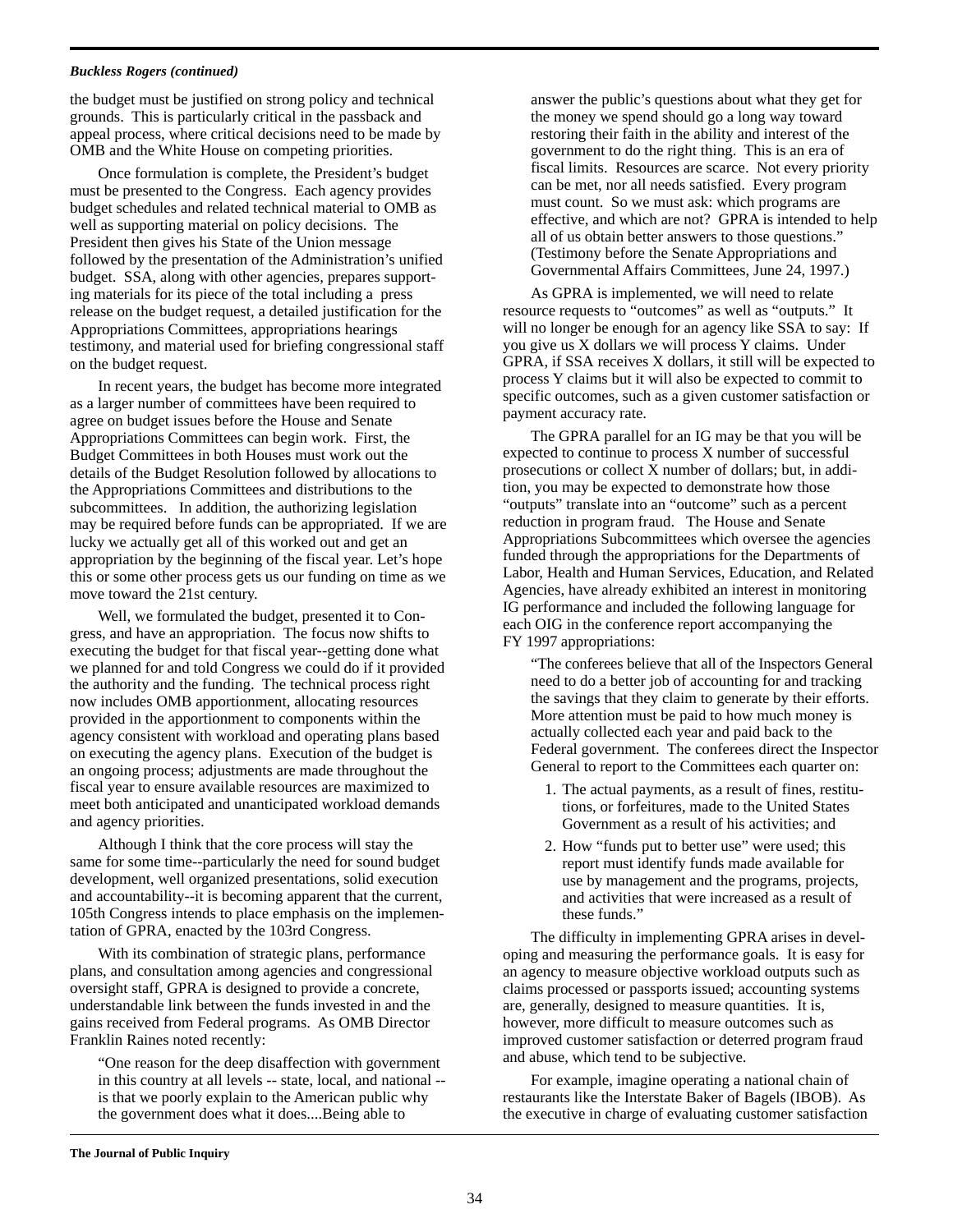*Buckless Rogers (continued)*

the budget must be justified on strong policy and technical grounds. This is particularly critical in the passback and appeal process, where critical decisions need to be made by OMB and the White House on competing priorities.

Once formulation is complete, the President's budget must be presented to the Congress. Each agency provides budget schedules and related technical material to OMB as well as supporting material on policy decisions. The President then gives his State of the Union message followed by the presentation of the Administration's unified budget. SSA, along with other agencies, prepares supporting materials for its piece of the total including a press release on the budget request, a detailed justification for the Appropriations Committees, appropriations hearings testimony, and material used for briefing congressional staff on the budget request.

In recent years, the budget has become more integrated as a larger number of committees have been required to agree on budget issues before the House and Senate Appropriations Committees can begin work. First, the Budget Committees in both Houses must work out the details of the Budget Resolution followed by allocations to the Appropriations Committees and distributions to the subcommittees. In addition, the authorizing legislation may be required before funds can be appropriated. If we are lucky we actually get all of this worked out and get an appropriation by the beginning of the fiscal year. Let's hope this or some other process gets us our funding on time as we move toward the 21st century.

Well, we formulated the budget, presented it to Congress, and have an appropriation. The focus now shifts to executing the budget for that fiscal year--getting done what we planned for and told Congress we could do if it provided the authority and the funding. The technical process right now includes OMB apportionment, allocating resources provided in the apportionment to components within the agency consistent with workload and operating plans based on executing the agency plans. Execution of the budget is an ongoing process; adjustments are made throughout the fiscal year to ensure available resources are maximized to meet both anticipated and unanticipated workload demands and agency priorities.

Although I think that the core process will stay the same for some time--particularly the need for sound budget development, well organized presentations, solid execution and accountability--it is becoming apparent that the current, 105th Congress intends to place emphasis on the implementation of GPRA, enacted by the 103rd Congress.

With its combination of strategic plans, performance plans, and consultation among agencies and congressional oversight staff, GPRA is designed to provide a concrete, understandable link between the funds invested in and the gains received from Federal programs. As OMB Director Franklin Raines noted recently:

> "One reason for the deep disaffection with government in this country at all levels -- state, local, and national -- is that we poorly explain to the American public why the government does what it does....Being able to answer the public's questions about what they get for the money we spend should go a long way toward restoring their faith in the ability and interest of the government to do the right thing. This is an era of fiscal limits. Resources are scarce. Not every priority can be met, nor all needs satisfied. Every program must count. So we must ask: which programs are effective, and which are not? GPRA is intended to help all of us obtain better answers to those questions." (Testimony before the Senate Appropriations and Governmental Affairs Committees, June 24, 1997.)

As GPRA is implemented, we will need to relate resource requests to "outcomes" as well as "outputs." It will no longer be enough for an agency like SSA to say: If you give us X dollars we will process Y claims. Under GPRA, if SSA receives X dollars, it still will be expected to process Y claims but it will also be expected to commit to specific outcomes, such as a given customer satisfaction or payment accuracy rate.

The GPRA parallel for an IG may be that you will be expected to continue to process X number of successful prosecutions or collect X number of dollars; but, in addition, you may be expected to demonstrate how those "outputs" translate into an "outcome" such as a percent reduction in program fraud. The House and Senate Appropriations Subcommittees which oversee the agencies funded through the appropriations for the Departments of Labor, Health and Human Services, Education, and Related Agencies, have already exhibited an interest in monitoring IG performance and included the following language for each OIG in the conference report accompanying the FY 1997 appropriations:

> "The conferees believe that all of the Inspectors General need to do a better job of accounting for and tracking the savings that they claim to generate by their efforts. More attention must be paid to how much money is actually collected each year and paid back to the Federal government. The conferees direct the Inspector General to report to the Committees each quarter on:
>
> 1. The actual payments, as a result of fines, restitutions, or forfeitures, made to the United States Government as a result of his activities; and
> 2. How "funds put to better use" were used; this report must identify funds made available for use by management and the programs, projects, and activities that were increased as a result of these funds."

The difficulty in implementing GPRA arises in developing and measuring the performance goals. It is easy for an agency to measure objective workload outputs such as claims processed or passports issued; accounting systems are, generally, designed to measure quantities. It is, however, more difficult to measure outcomes such as improved customer satisfaction or deterred program fraud and abuse, which tend to be subjective.

For example, imagine operating a national chain of restaurants like the Interstate Baker of Bagels (IBOB). As the executive in charge of evaluating customer satisfaction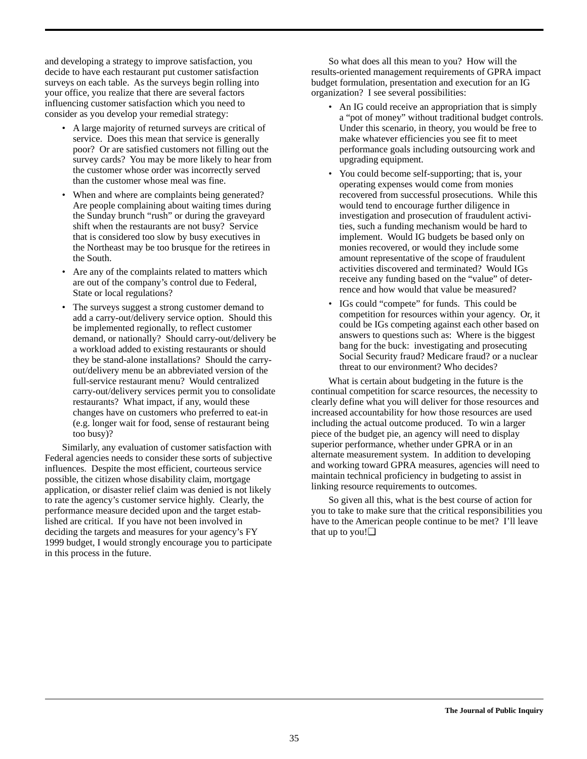and developing a strategy to improve satisfaction, you decide to have each restaurant put customer satisfaction surveys on each table. As the surveys begin rolling into your office, you realize that there are several factors influencing customer satisfaction which you need to consider as you develop your remedial strategy:

- A large majority of returned surveys are critical of service. Does this mean that service is generally poor? Or are satisfied customers not filling out the survey cards? You may be more likely to hear from the customer whose order was incorrectly served than the customer whose meal was fine.
- When and where are complaints being generated? Are people complaining about waiting times during the Sunday brunch "rush" or during the graveyard shift when the restaurants are not busy? Service that is considered too slow by busy executives in the Northeast may be too brusque for the retirees in the South.
- Are any of the complaints related to matters which are out of the company's control due to Federal, State or local regulations?
- The surveys suggest a strong customer demand to add a carry-out/delivery service option. Should this be implemented regionally, to reflect customer demand, or nationally? Should carry-out/delivery be a workload added to existing restaurants or should they be stand-alone installations? Should the carry-out/delivery menu be an abbreviated version of the full-service restaurant menu? Would centralized carry-out/delivery services permit you to consolidate restaurants? What impact, if any, would these changes have on customers who preferred to eat-in (e.g. longer wait for food, sense of restaurant being too busy)?

Similarly, any evaluation of customer satisfaction with Federal agencies needs to consider these sorts of subjective influences. Despite the most efficient, courteous service possible, the citizen whose disability claim, mortgage application, or disaster relief claim was denied is not likely to rate the agency's customer service highly. Clearly, the performance measure decided upon and the target established are critical. If you have not been involved in deciding the targets and measures for your agency's FY 1999 budget, I would strongly encourage you to participate in this process in the future.

So what does all this mean to you? How will the results-oriented management requirements of GPRA impact budget formulation, presentation and execution for an IG organization? I see several possibilities:

- An IG could receive an appropriation that is simply a "pot of money" without traditional budget controls. Under this scenario, in theory, you would be free to make whatever efficiencies you see fit to meet performance goals including outsourcing work and upgrading equipment.
- You could become self-supporting; that is, your operating expenses would come from monies recovered from successful prosecutions. While this would tend to encourage further diligence in investigation and prosecution of fraudulent activities, such a funding mechanism would be hard to implement. Would IG budgets be based only on monies recovered, or would they include some amount representative of the scope of fraudulent activities discovered and terminated? Would IGs receive any funding based on the "value" of deterrence and how would that value be measured?
- IGs could "compete" for funds. This could be competition for resources within your agency. Or, it could be IGs competing against each other based on answers to questions such as: Where is the biggest bang for the buck: investigating and prosecuting Social Security fraud? Medicare fraud? or a nuclear threat to our environment? Who decides?

What is certain about budgeting in the future is the continual competition for scarce resources, the necessity to clearly define what you will deliver for those resources and increased accountability for how those resources are used including the actual outcome produced. To win a larger piece of the budget pie, an agency will need to display superior performance, whether under GPRA or in an alternate measurement system. In addition to developing and working toward GPRA measures, agencies will need to maintain technical proficiency in budgeting to assist in linking resource requirements to outcomes.

So given all this, what is the best course of action for you to take to make sure that the critical responsibilities you have to the American people continue to be met? I'll leave that up to you!❑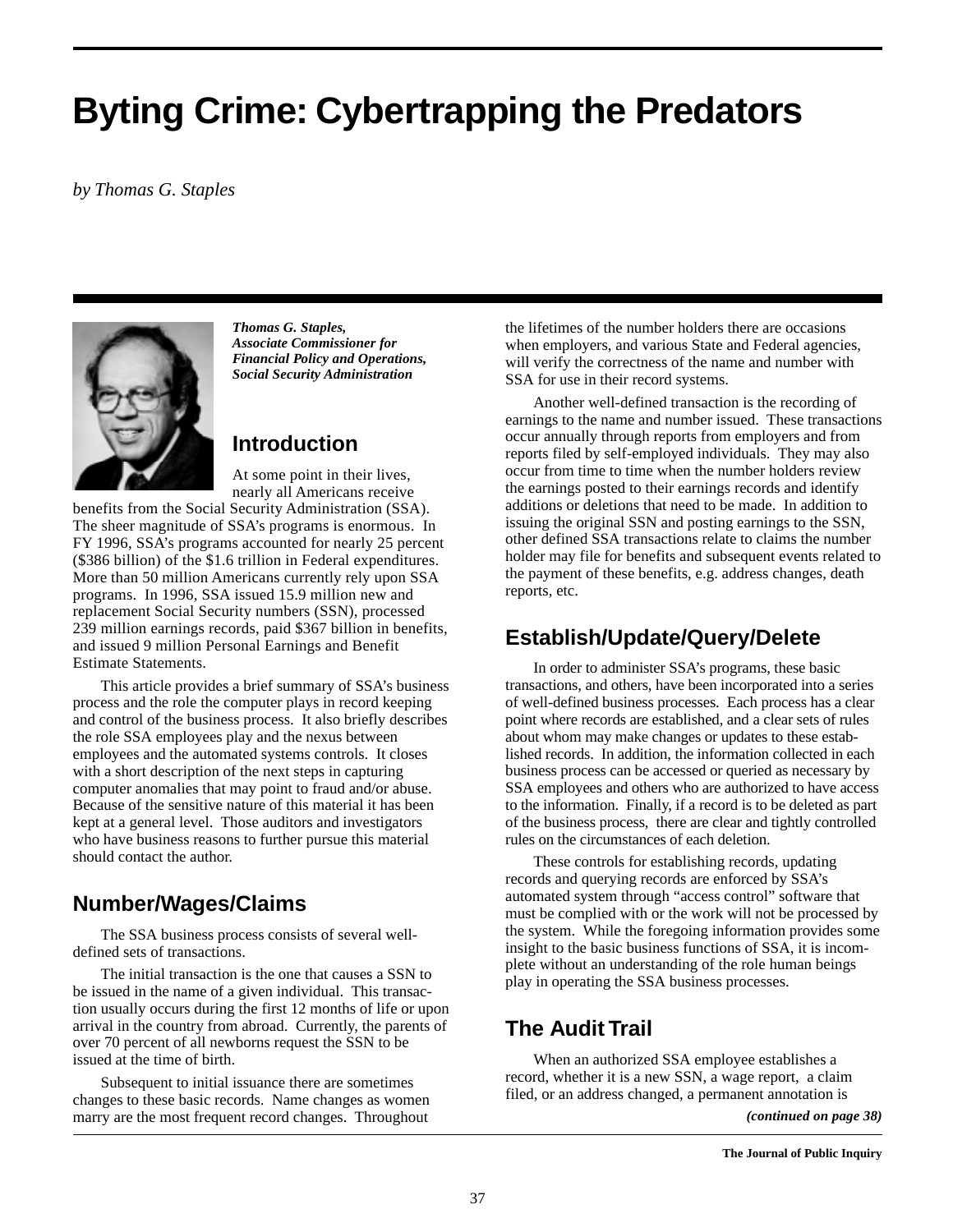# Byting Crime: Cybertrapping the Predators

*by Thomas G. Staples*

***Thomas G. Staples, Associate Commissioner for Financial Policy and Operations, Social Security Administration***

## Introduction

At some point in their lives, nearly all Americans receive benefits from the Social Security Administration (SSA). The sheer magnitude of SSA's programs is enormous. In FY 1996, SSA's programs accounted for nearly 25 percent ($386 billion) of the $1.6 trillion in Federal expenditures. More than 50 million Americans currently rely upon SSA programs. In 1996, SSA issued 15.9 million new and replacement Social Security numbers (SSN), processed 239 million earnings records, paid $367 billion in benefits, and issued 9 million Personal Earnings and Benefit Estimate Statements.

This article provides a brief summary of SSA's business process and the role the computer plays in record keeping and control of the business process. It also briefly describes the role SSA employees play and the nexus between employees and the automated systems controls. It closes with a short description of the next steps in capturing computer anomalies that may point to fraud and/or abuse. Because of the sensitive nature of this material it has been kept at a general level. Those auditors and investigators who have business reasons to further pursue this material should contact the author.

## Number/Wages/Claims

The SSA business process consists of several well-defined sets of transactions.

The initial transaction is the one that causes a SSN to be issued in the name of a given individual. This transaction usually occurs during the first 12 months of life or upon arrival in the country from abroad. Currently, the parents of over 70 percent of all newborns request the SSN to be issued at the time of birth.

Subsequent to initial issuance there are sometimes changes to these basic records. Name changes as women marry are the most frequent record changes. Throughout the lifetimes of the number holders there are occasions when employers, and various State and Federal agencies, will verify the correctness of the name and number with SSA for use in their record systems.

Another well-defined transaction is the recording of earnings to the name and number issued. These transactions occur annually through reports from employers and from reports filed by self-employed individuals. They may also occur from time to time when the number holders review the earnings posted to their earnings records and identify additions or deletions that need to be made. In addition to issuing the original SSN and posting earnings to the SSN, other defined SSA transactions relate to claims the number holder may file for benefits and subsequent events related to the payment of these benefits, e.g. address changes, death reports, etc.

## Establish/Update/Query/Delete

In order to administer SSA's programs, these basic transactions, and others, have been incorporated into a series of well-defined business processes. Each process has a clear point where records are established, and a clear sets of rules about whom may make changes or updates to these established records. In addition, the information collected in each business process can be accessed or queried as necessary by SSA employees and others who are authorized to have access to the information. Finally, if a record is to be deleted as part of the business process, there are clear and tightly controlled rules on the circumstances of each deletion.

These controls for establishing records, updating records and querying records are enforced by SSA's automated system through "access control" software that must be complied with or the work will not be processed by the system. While the foregoing information provides some insight to the basic business functions of SSA, it is incomplete without an understanding of the role human beings play in operating the SSA business processes.

## The Audit Trail

When an authorized SSA employee establishes a record, whether it is a new SSN, a wage report, a claim filed, or an address changed, a permanent annotation is

***(continued on page 38)***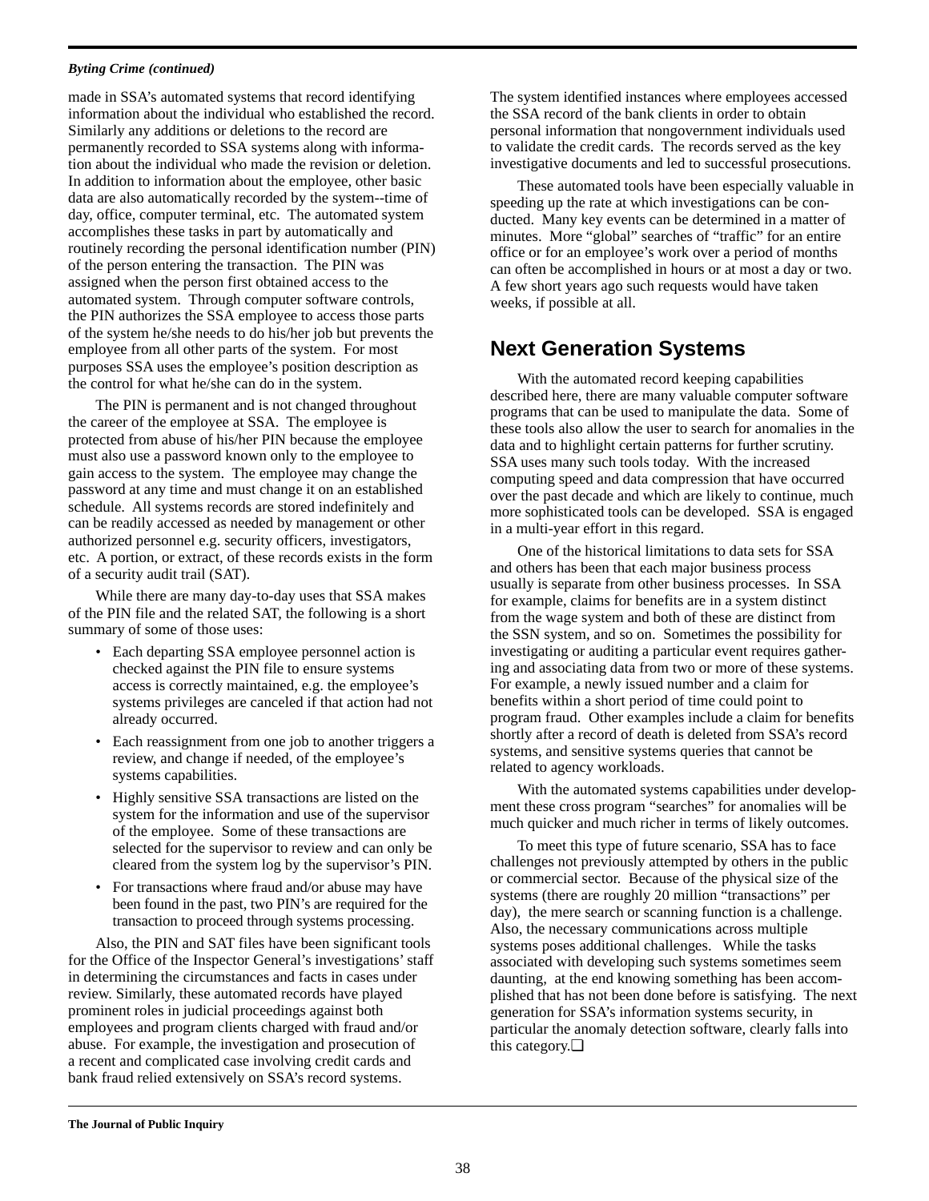made in SSA's automated systems that record identifying information about the individual who established the record. Similarly any additions or deletions to the record are permanently recorded to SSA systems along with information about the individual who made the revision or deletion. In addition to information about the employee, other basic data are also automatically recorded by the system--time of day, office, computer terminal, etc. The automated system accomplishes these tasks in part by automatically and routinely recording the personal identification number (PIN) of the person entering the transaction. The PIN was assigned when the person first obtained access to the automated system. Through computer software controls, the PIN authorizes the SSA employee to access those parts of the system he/she needs to do his/her job but prevents the employee from all other parts of the system. For most purposes SSA uses the employee's position description as the control for what he/she can do in the system.

The PIN is permanent and is not changed throughout the career of the employee at SSA. The employee is protected from abuse of his/her PIN because the employee must also use a password known only to the employee to gain access to the system. The employee may change the password at any time and must change it on an established schedule. All systems records are stored indefinitely and can be readily accessed as needed by management or other authorized personnel e.g. security officers, investigators, etc. A portion, or extract, of these records exists in the form of a security audit trail (SAT).

While there are many day-to-day uses that SSA makes of the PIN file and the related SAT, the following is a short summary of some of those uses:

- Each departing SSA employee personnel action is checked against the PIN file to ensure systems access is correctly maintained, e.g. the employee's systems privileges are canceled if that action had not already occurred.
- Each reassignment from one job to another triggers a review, and change if needed, of the employee's systems capabilities.
- Highly sensitive SSA transactions are listed on the system for the information and use of the supervisor of the employee. Some of these transactions are selected for the supervisor to review and can only be cleared from the system log by the supervisor's PIN.
- For transactions where fraud and/or abuse may have been found in the past, two PIN's are required for the transaction to proceed through systems processing.

Also, the PIN and SAT files have been significant tools for the Office of the Inspector General's investigations' staff in determining the circumstances and facts in cases under review. Similarly, these automated records have played prominent roles in judicial proceedings against both employees and program clients charged with fraud and/or abuse. For example, the investigation and prosecution of a recent and complicated case involving credit cards and bank fraud relied extensively on SSA's record systems. The system identified instances where employees accessed the SSA record of the bank clients in order to obtain personal information that nongovernment individuals used to validate the credit cards. The records served as the key investigative documents and led to successful prosecutions.

These automated tools have been especially valuable in speeding up the rate at which investigations can be conducted. Many key events can be determined in a matter of minutes. More "global" searches of "traffic" for an entire office or for an employee's work over a period of months can often be accomplished in hours or at most a day or two. A few short years ago such requests would have taken weeks, if possible at all.

## Next Generation Systems

With the automated record keeping capabilities described here, there are many valuable computer software programs that can be used to manipulate the data. Some of these tools also allow the user to search for anomalies in the data and to highlight certain patterns for further scrutiny. SSA uses many such tools today. With the increased computing speed and data compression that have occurred over the past decade and which are likely to continue, much more sophisticated tools can be developed. SSA is engaged in a multi-year effort in this regard.

One of the historical limitations to data sets for SSA and others has been that each major business process usually is separate from other business processes. In SSA for example, claims for benefits are in a system distinct from the wage system and both of these are distinct from the SSN system, and so on. Sometimes the possibility for investigating or auditing a particular event requires gathering and associating data from two or more of these systems. For example, a newly issued number and a claim for benefits within a short period of time could point to program fraud. Other examples include a claim for benefits shortly after a record of death is deleted from SSA's record systems, and sensitive systems queries that cannot be related to agency workloads.

With the automated systems capabilities under development these cross program "searches" for anomalies will be much quicker and much richer in terms of likely outcomes.

To meet this type of future scenario, SSA has to face challenges not previously attempted by others in the public or commercial sector. Because of the physical size of the systems (there are roughly 20 million "transactions" per day), the mere search or scanning function is a challenge. Also, the necessary communications across multiple systems poses additional challenges. While the tasks associated with developing such systems sometimes seem daunting, at the end knowing something has been accomplished that has not been done before is satisfying. The next generation for SSA's information systems security, in particular the anomaly detection software, clearly falls into this category.❑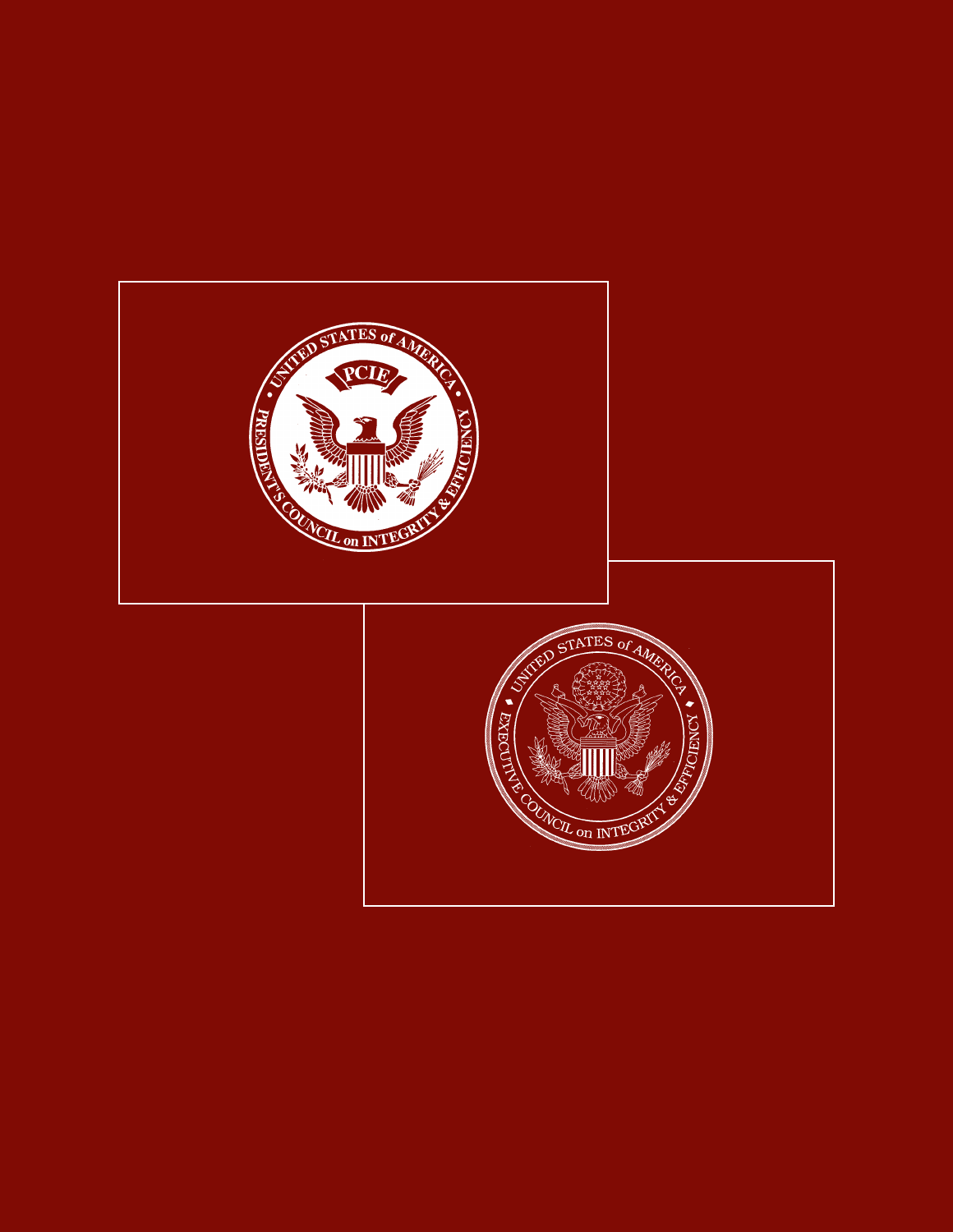UNITED STATES of AMERICA

PCIE

PRESIDENT'S COUNCIL on INTEGRITY & EFFICIENCY

UNITED STATES of AMERICA

EXECUTIVE COUNCIL on INTEGRITY & EFFICIENCY